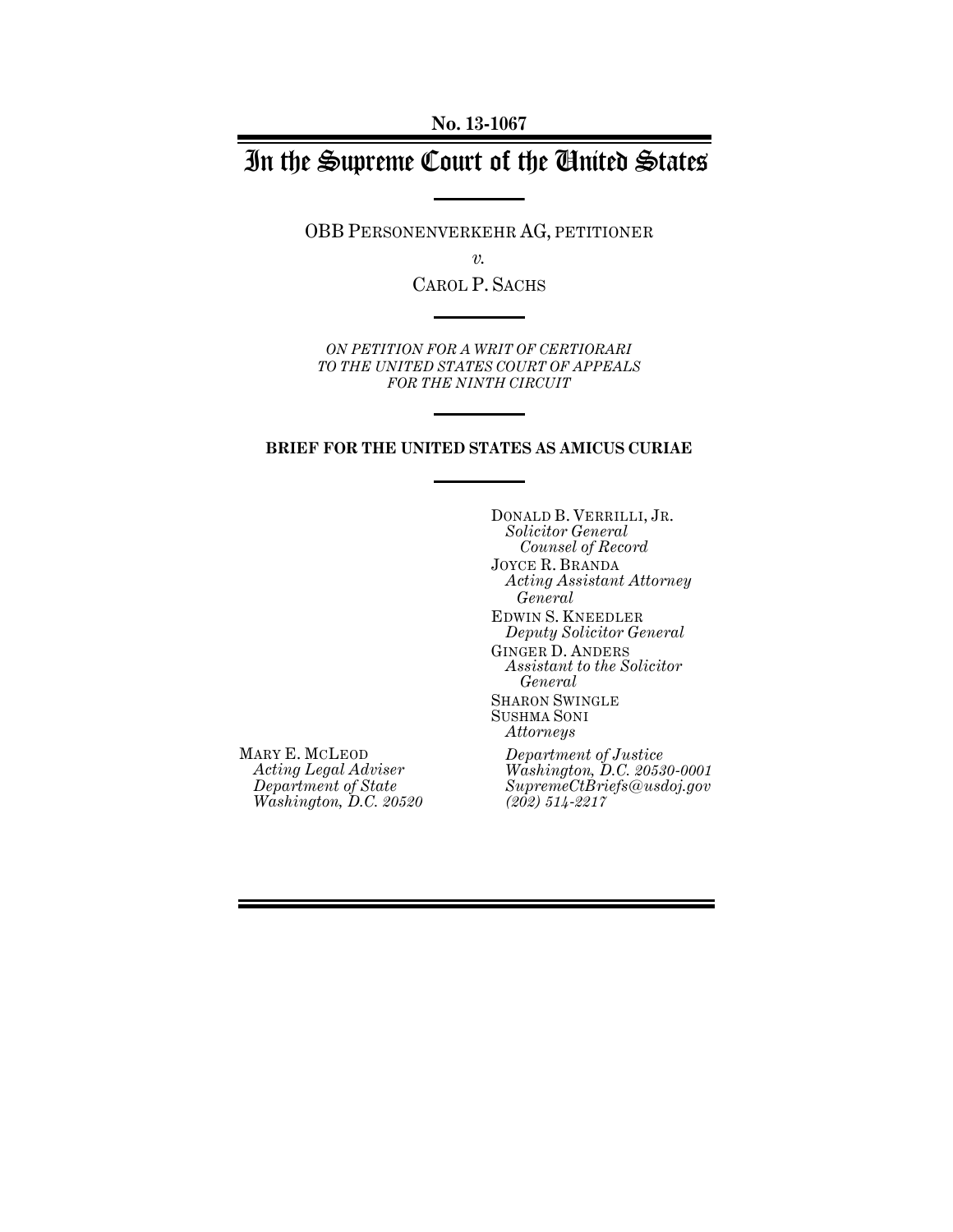**No. 13-1067**

# In the Supreme Court of the United States

OBB PERSONENVERKEHR AG, PETITIONER

*v.*

CAROL P. SACHS

*ON PETITION FOR A WRIT OF CERTIORARI TO THE UNITED STATES COURT OF APPEALS FOR THE NINTH CIRCUIT*

**BRIEF FOR THE UNITED STATES AS AMICUS CURIAE**

DONALD B. VERRILLI, JR.
*Solicitor General*
*Counsel of Record*
JOYCE R. BRANDA
*Acting Assistant Attorney General*
EDWIN S. KNEEDLER
*Deputy Solicitor General*
GINGER D. ANDERS
*Assistant to the Solicitor General*
SHARON SWINGLE
SUSHMA SONI
*Attorneys*
*Department of Justice*
*Washington, D.C. 20530-0001*
*SupremeCtBriefs@usdoj.gov*
*(202) 514-2217*

MARY E. MCLEOD
*Acting Legal Adviser*
*Department of State*
*Washington, D.C. 20520*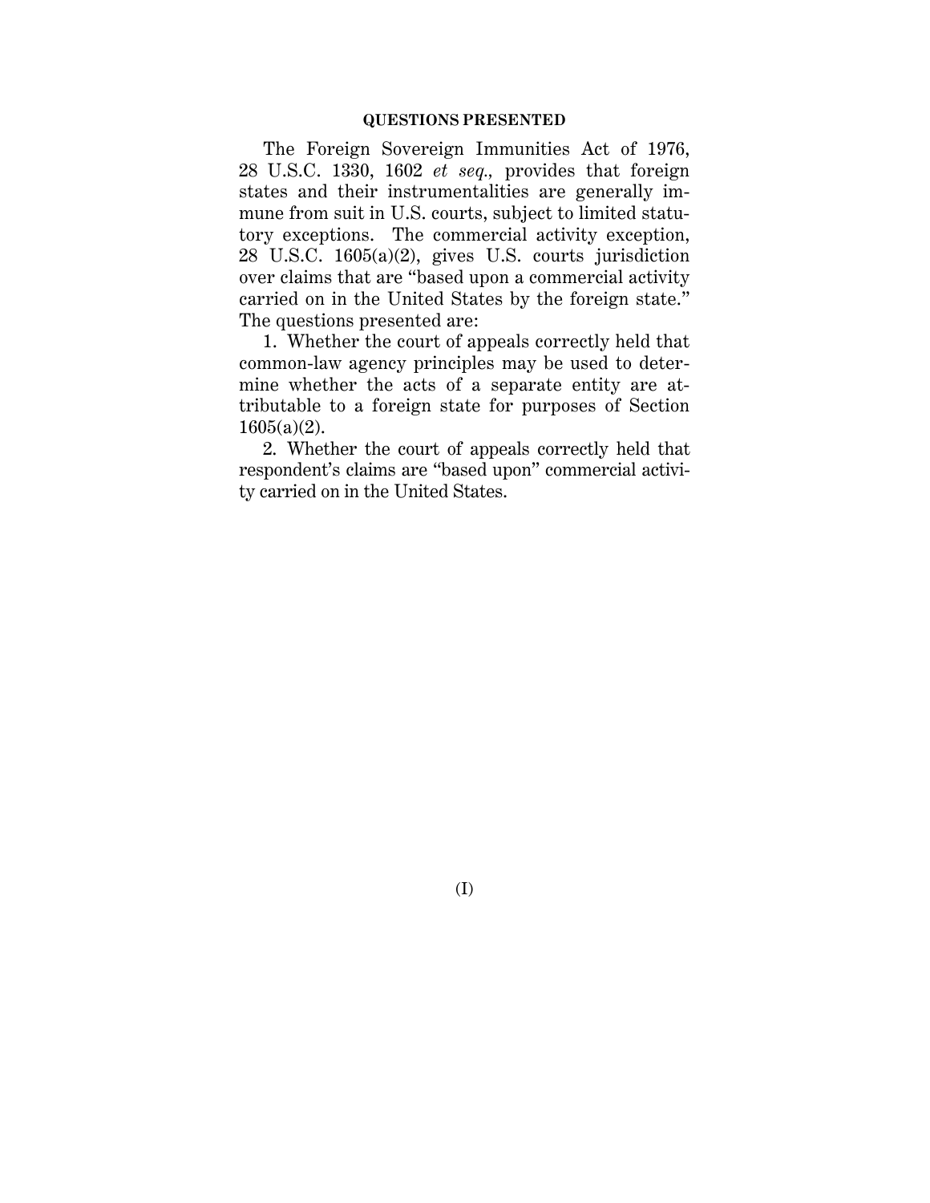## QUESTIONS PRESENTED

The Foreign Sovereign Immunities Act of 1976, 28 U.S.C. 1330, 1602 *et seq.*, provides that foreign states and their instrumentalities are generally immune from suit in U.S. courts, subject to limited statutory exceptions. The commercial activity exception, 28 U.S.C. 1605(a)(2), gives U.S. courts jurisdiction over claims that are "based upon a commercial activity carried on in the United States by the foreign state." The questions presented are:

1. Whether the court of appeals correctly held that common-law agency principles may be used to determine whether the acts of a separate entity are attributable to a foreign state for purposes of Section 1605(a)(2).

2. Whether the court of appeals correctly held that respondent's claims are "based upon" commercial activity carried on in the United States.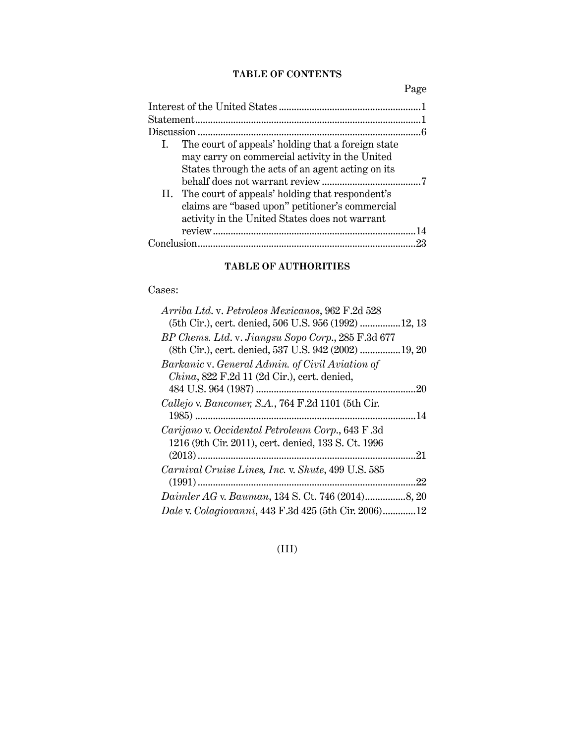## TABLE OF CONTENTS

| | Page |
|---|---|
| Interest of the United States | 1 |
| Statement | 1 |
| Discussion | 6 |
| I. The court of appeals' holding that a foreign state may carry on commercial activity in the United States through the acts of an agent acting on its behalf does not warrant review | 7 |
| II. The court of appeals' holding that respondent's claims are "based upon" petitioner's commercial activity in the United States does not warrant review | 14 |
| Conclusion | 23 |

## TABLE OF AUTHORITIES

Cases:

| | |
|---|---|
| *Arriba Ltd.* v. *Petroleos Mexicanos*, 962 F.2d 528 (5th Cir.), cert. denied, 506 U.S. 956 (1992) | 12, 13 |
| *BP Chems. Ltd.* v. *Jiangsu Sopo Corp.*, 285 F.3d 677 (8th Cir.), cert. denied, 537 U.S. 942 (2002) | 19, 20 |
| *Barkanic* v. *General Admin. of Civil Aviation of China*, 822 F.2d 11 (2d Cir.), cert. denied, 484 U.S. 964 (1987) | 20 |
| *Callejo* v. *Bancomer, S.A.*, 764 F.2d 1101 (5th Cir. 1985) | 14 |
| *Carijano* v. *Occidental Petroleum Corp.*, 643 F.3d 1216 (9th Cir. 2011), cert. denied, 133 S. Ct. 1996 (2013) | 21 |
| *Carnival Cruise Lines, Inc.* v. *Shute*, 499 U.S. 585 (1991) | 22 |
| *Daimler AG* v. *Bauman*, 134 S. Ct. 746 (2014) | 8, 20 |
| *Dale* v. *Colagiovanni*, 443 F.3d 425 (5th Cir. 2006) | 12 |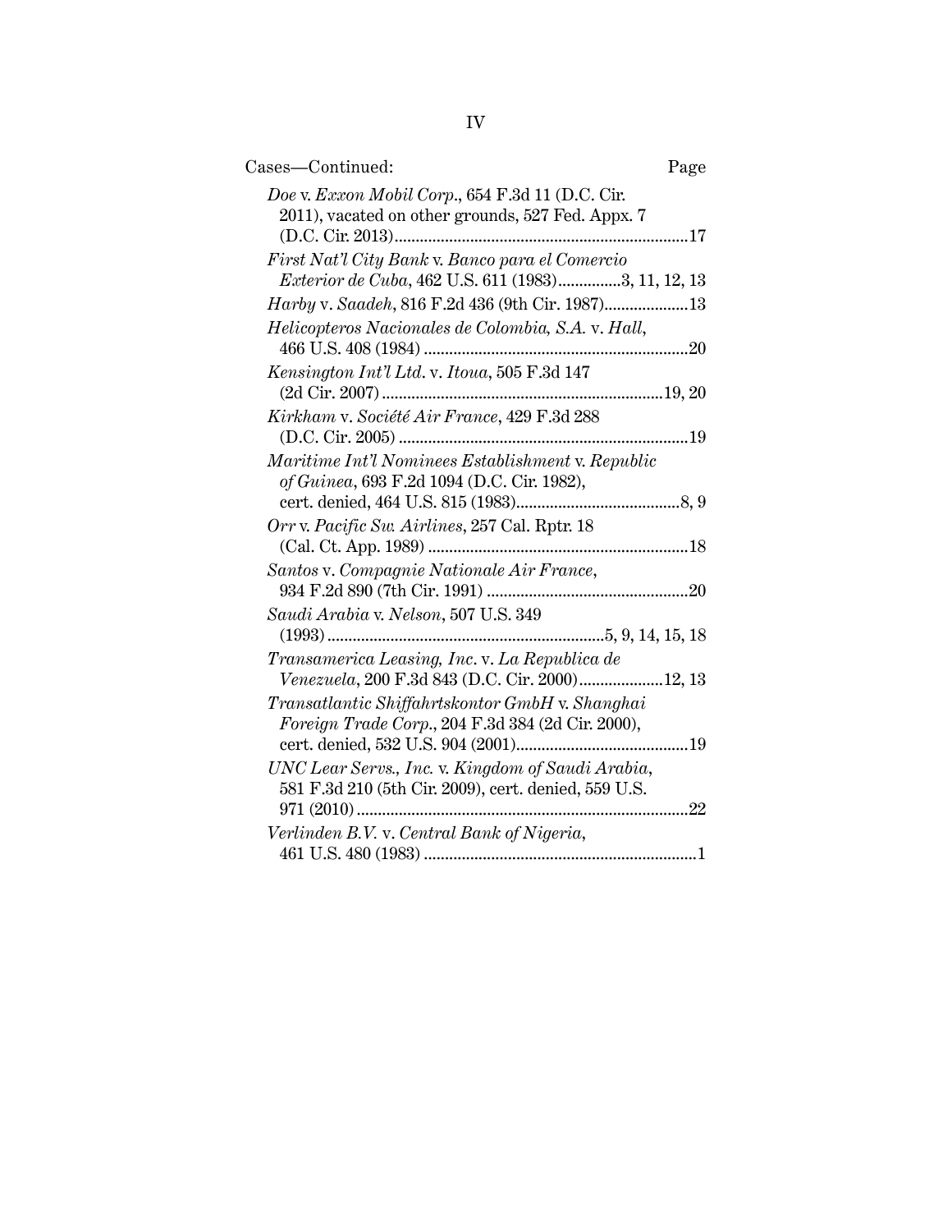Cases—Continued: Page

*Doe* v. *Exxon Mobil Corp*., 654 F.3d 11 (D.C. Cir. 2011), vacated on other grounds, 527 Fed. Appx. 7 (D.C. Cir. 2013)......................................................................17

*First Nat'l City Bank* v. *Banco para el Comercio Exterior de Cuba*, 462 U.S. 611 (1983)...............3, 11, 12, 13

*Harby* v. *Saadeh*, 816 F.2d 436 (9th Cir. 1987)....................13

*Helicopteros Nacionales de Colombia, S.A.* v. *Hall*, 466 U.S. 408 (1984) ...............................................................20

*Kensington Int'l Ltd*. v. *Itoua*, 505 F.3d 147 (2d Cir. 2007)..................................................................19, 20

*Kirkham* v. *Société Air France*, 429 F.3d 288 (D.C. Cir. 2005) ....................................................................19

*Maritime Int'l Nominees Establishment* v. *Republic of Guinea*, 693 F.2d 1094 (D.C. Cir. 1982), cert. denied, 464 U.S. 815 (1983).......................................8, 9

*Orr* v. *Pacific Sw. Airlines*, 257 Cal. Rptr. 18 (Cal. Ct. App. 1989) .............................................................18

*Santos* v. *Compagnie Nationale Air France*, 934 F.2d 890 (7th Cir. 1991) ................................................20

*Saudi Arabia* v. *Nelson*, 507 U.S. 349 (1993).................................................................5, 9, 14, 15, 18

*Transamerica Leasing, Inc*. v. *La Republica de Venezuela*, 200 F.3d 843 (D.C. Cir. 2000)....................12, 13

*Transatlantic Shiffahrtskontor GmbH* v. *Shanghai Foreign Trade Corp*., 204 F.3d 384 (2d Cir. 2000), cert. denied, 532 U.S. 904 (2001).........................................19

*UNC Lear Servs., Inc.* v. *Kingdom of Saudi Arabia*, 581 F.3d 210 (5th Cir. 2009), cert. denied, 559 U.S. 971 (2010)...............................................................................22

*Verlinden B.V.* v. *Central Bank of Nigeria*, 461 U.S. 480 (1983) ................................................................1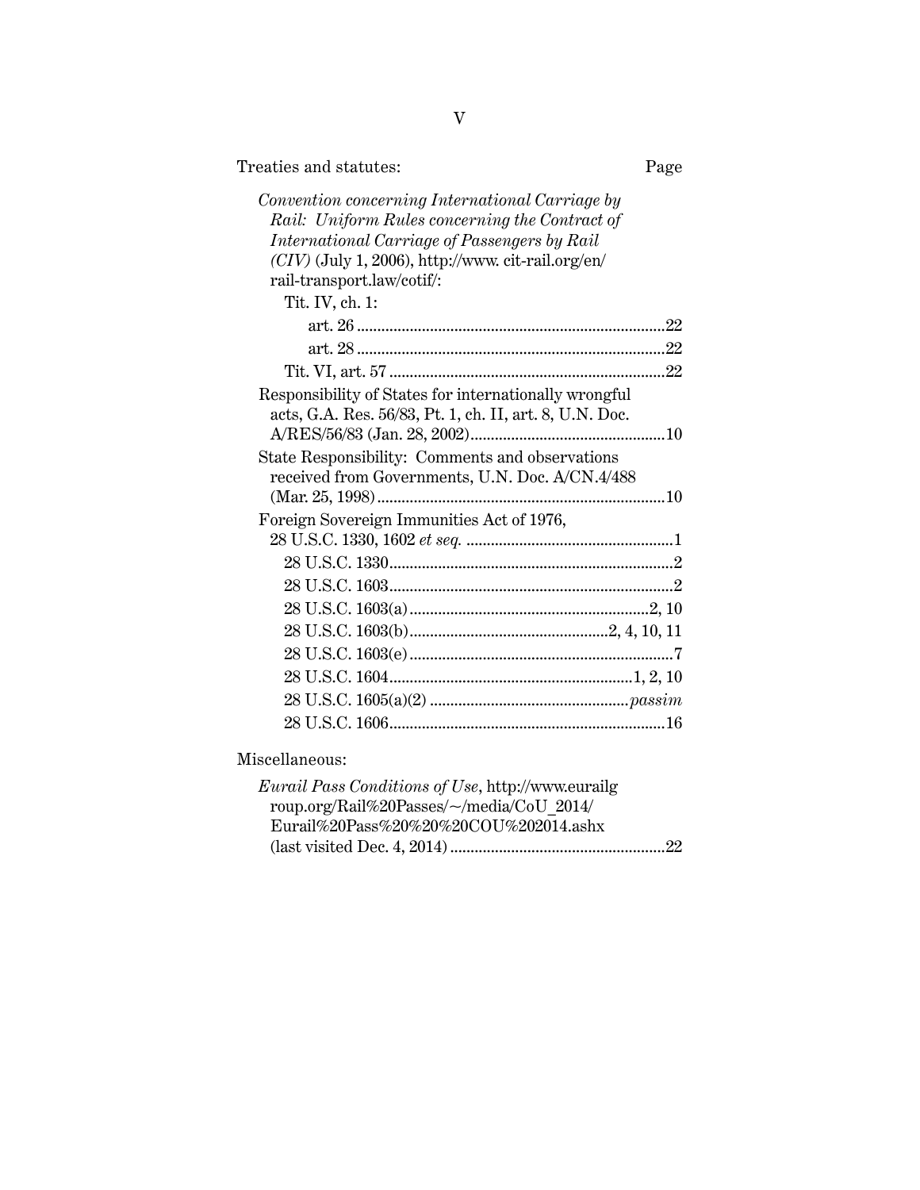Treaties and statutes: Page

*Convention concerning International Carriage by Rail: Uniform Rules concerning the Contract of International Carriage of Passengers by Rail (CIV)* (July 1, 2006), http://www. cit-rail.org/en/rail-transport.law/cotif/:

- Tit. IV, ch. 1:
  - art. 26 ....................................................................22
  - art. 28 ....................................................................22
- Tit. VI, art. 57 ...............................................................22

Responsibility of States for internationally wrongful acts, G.A. Res. 56/83, Pt. 1, ch. II, art. 8, U.N. Doc. A/RES/56/83 (Jan. 28, 2002)..............................................10

State Responsibility: Comments and observations received from Governments, U.N. Doc. A/CN.4/488 (Mar. 25, 1998)......................................................................10

Foreign Sovereign Immunities Act of 1976, 28 U.S.C. 1330, 1602 *et seq.* ..................................................1

- 28 U.S.C. 1330......................................................................2
- 28 U.S.C. 1603......................................................................2
- 28 U.S.C. 1603(a)...........................................................2, 10
- 28 U.S.C. 1603(b)................................................2, 4, 10, 11
- 28 U.S.C. 1603(e).................................................................7
- 28 U.S.C. 1604............................................................1, 2, 10
- 28 U.S.C. 1605(a)(2) ................................................*passim*
- 28 U.S.C. 1606....................................................................16

Miscellaneous:

*Eurail Pass Conditions of Use*, http://www.eurailgroup.org/Rail%20Passes/~/media/CoU_2014/Eurail%20Pass%20%20%20COU%202014.ashx (last visited Dec. 4, 2014) .....................................................22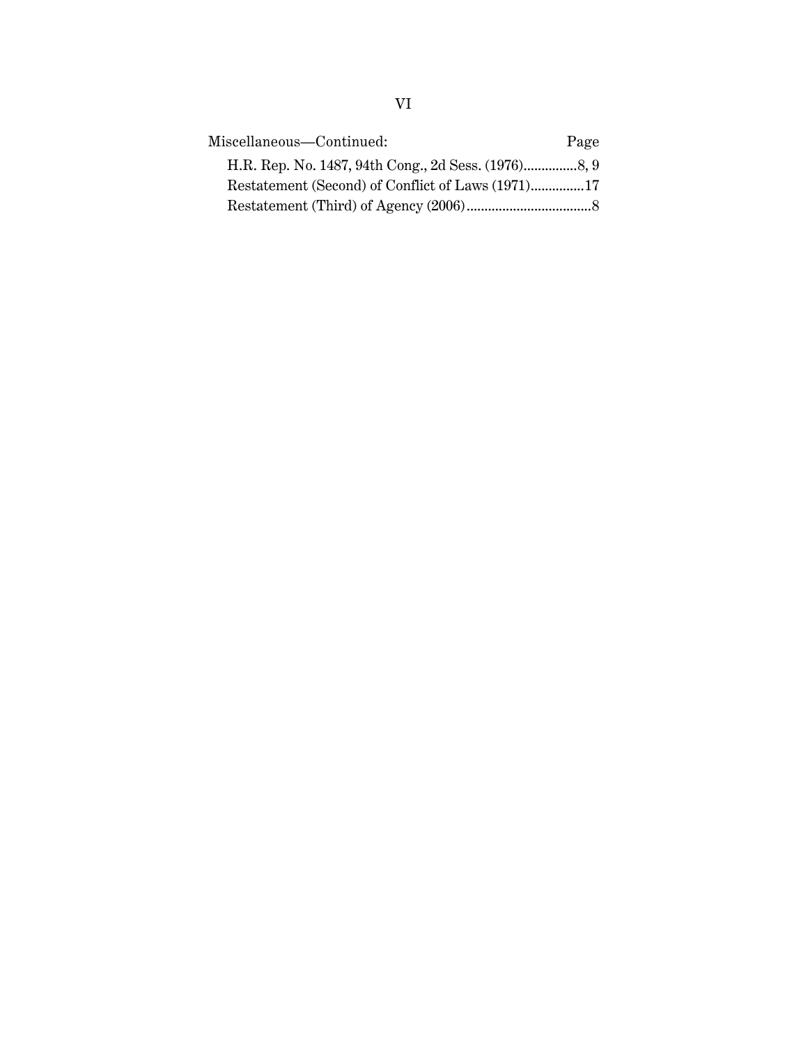Miscellaneous—Continued: Page

H.R. Rep. No. 1487, 94th Cong., 2d Sess. (1976)...............8, 9

Restatement (Second) of Conflict of Laws (1971)..............17

Restatement (Third) of Agency (2006)..................................8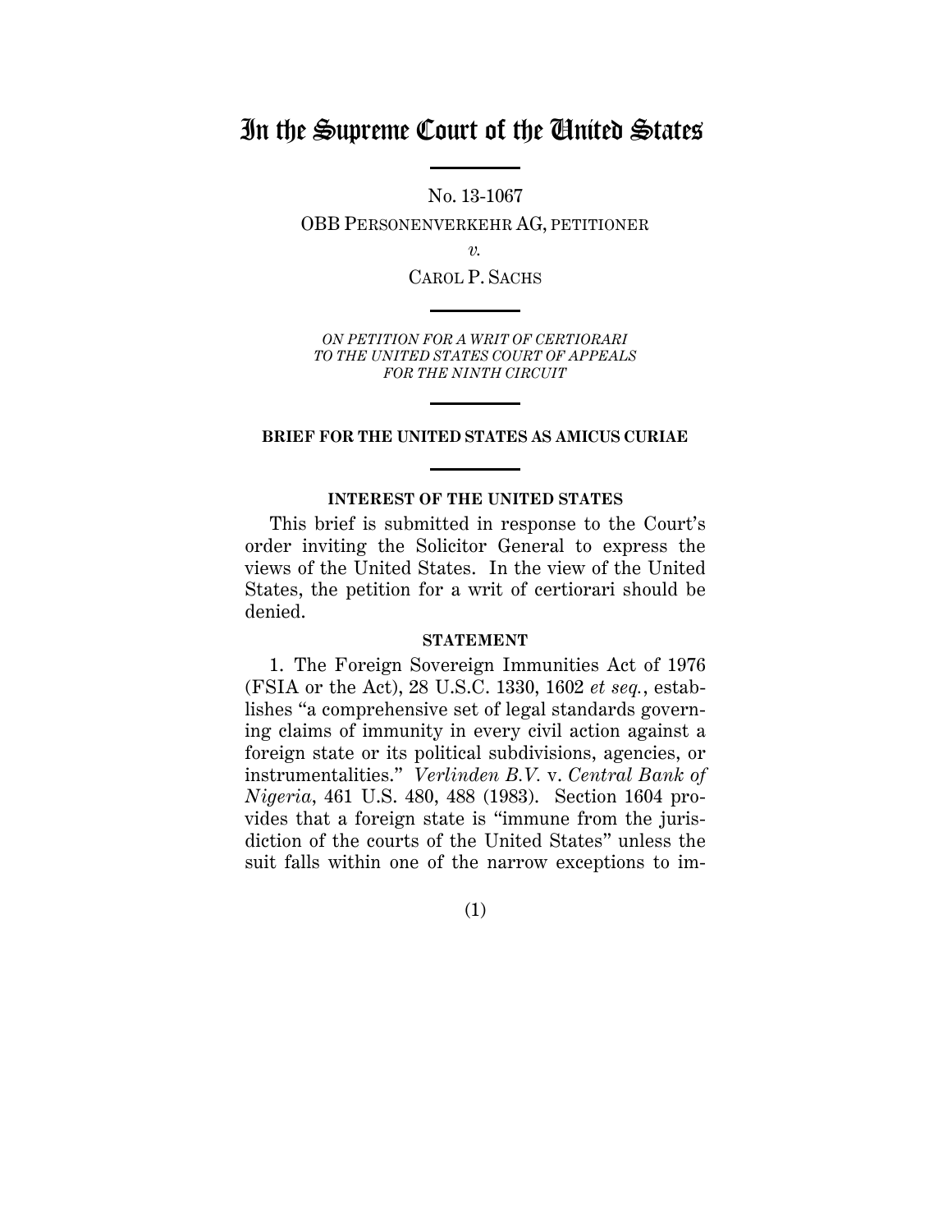# In the Supreme Court of the United States

No. 13-1067

OBB PERSONENVERKEHR AG, PETITIONER

*v.*

CAROL P. SACHS

*ON PETITION FOR A WRIT OF CERTIORARI TO THE UNITED STATES COURT OF APPEALS FOR THE NINTH CIRCUIT*

**BRIEF FOR THE UNITED STATES AS AMICUS CURIAE**

**INTEREST OF THE UNITED STATES**

This brief is submitted in response to the Court's order inviting the Solicitor General to express the views of the United States. In the view of the United States, the petition for a writ of certiorari should be denied.

**STATEMENT**

1. The Foreign Sovereign Immunities Act of 1976 (FSIA or the Act), 28 U.S.C. 1330, 1602 *et seq.*, establishes "a comprehensive set of legal standards governing claims of immunity in every civil action against a foreign state or its political subdivisions, agencies, or instrumentalities." *Verlinden B.V.* v. *Central Bank of Nigeria*, 461 U.S. 480, 488 (1983). Section 1604 provides that a foreign state is "immune from the jurisdiction of the courts of the United States" unless the suit falls within one of the narrow exceptions to im-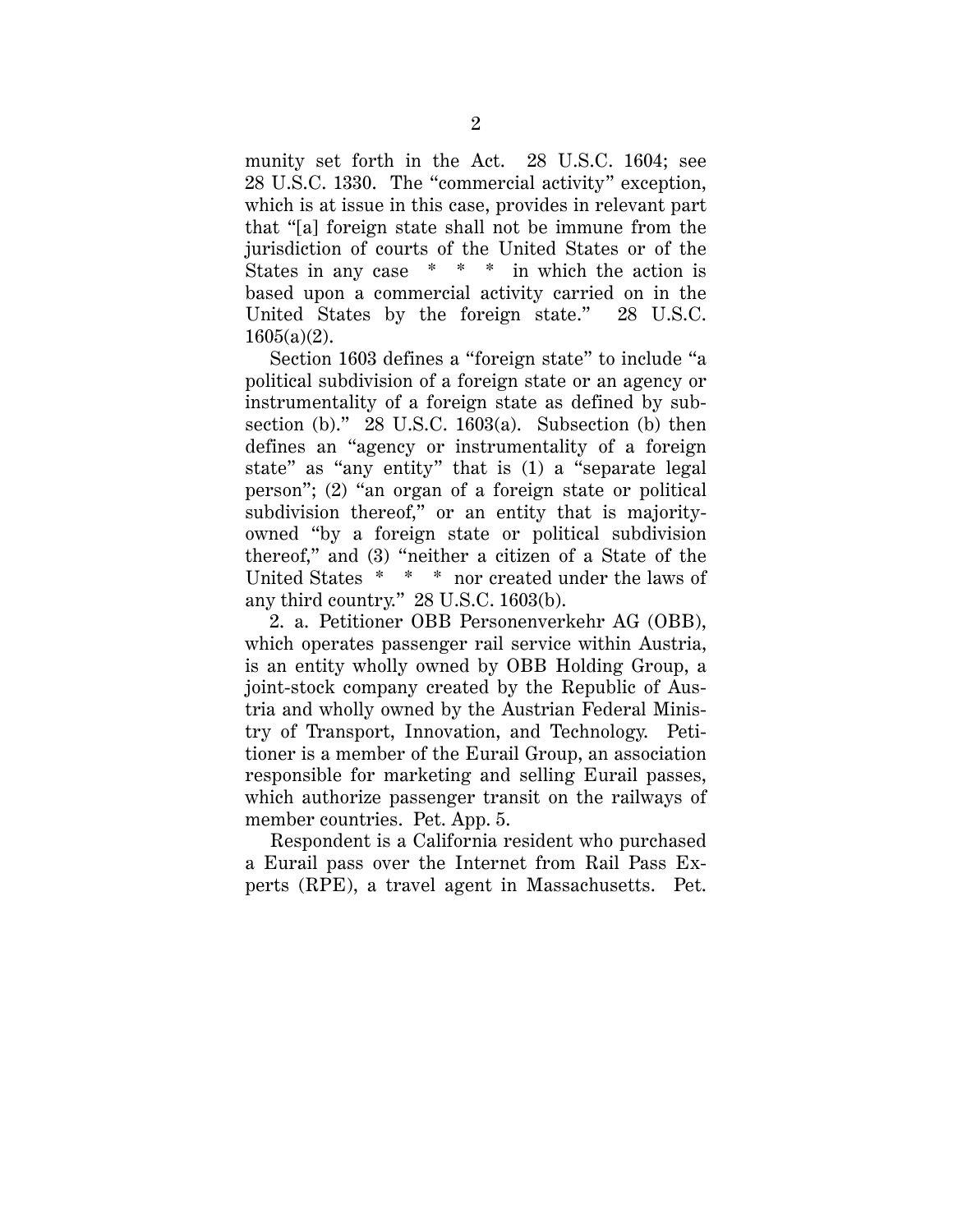munity set forth in the Act. 28 U.S.C. 1604; see 28 U.S.C. 1330. The "commercial activity" exception, which is at issue in this case, provides in relevant part that "[a] foreign state shall not be immune from the jurisdiction of courts of the United States or of the States in any case \* \* \* in which the action is based upon a commercial activity carried on in the United States by the foreign state." 28 U.S.C. 1605(a)(2).

Section 1603 defines a "foreign state" to include "a political subdivision of a foreign state or an agency or instrumentality of a foreign state as defined by subsection (b)." 28 U.S.C. 1603(a). Subsection (b) then defines an "agency or instrumentality of a foreign state" as "any entity" that is (1) a "separate legal person"; (2) "an organ of a foreign state or political subdivision thereof," or an entity that is majority-owned "by a foreign state or political subdivision thereof," and (3) "neither a citizen of a State of the United States \* \* \* nor created under the laws of any third country." 28 U.S.C. 1603(b).

2. a. Petitioner OBB Personenverkehr AG (OBB), which operates passenger rail service within Austria, is an entity wholly owned by OBB Holding Group, a joint-stock company created by the Republic of Austria and wholly owned by the Austrian Federal Ministry of Transport, Innovation, and Technology. Petitioner is a member of the Eurail Group, an association responsible for marketing and selling Eurail passes, which authorize passenger transit on the railways of member countries. Pet. App. 5.

Respondent is a California resident who purchased a Eurail pass over the Internet from Rail Pass Experts (RPE), a travel agent in Massachusetts. Pet.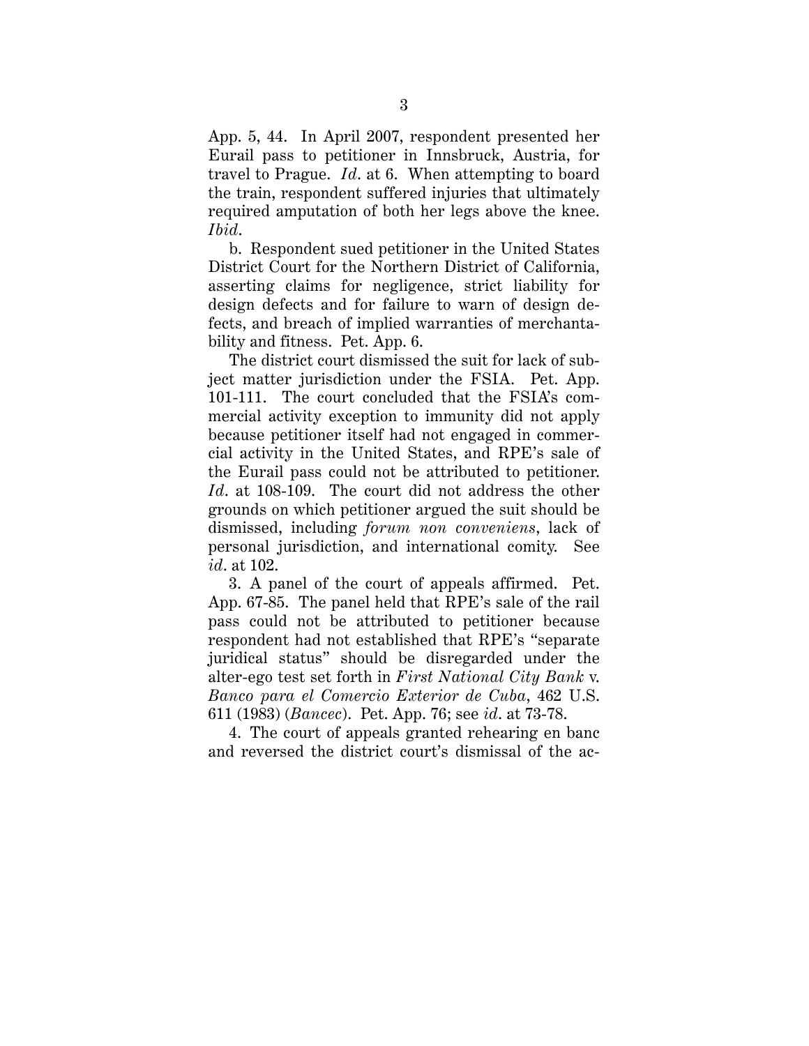App. 5, 44. In April 2007, respondent presented her Eurail pass to petitioner in Innsbruck, Austria, for travel to Prague. *Id.* at 6. When attempting to board the train, respondent suffered injuries that ultimately required amputation of both her legs above the knee. *Ibid.*

b. Respondent sued petitioner in the United States District Court for the Northern District of California, asserting claims for negligence, strict liability for design defects and for failure to warn of design defects, and breach of implied warranties of merchantability and fitness. Pet. App. 6.

The district court dismissed the suit for lack of subject matter jurisdiction under the FSIA. Pet. App. 101-111. The court concluded that the FSIA's commercial activity exception to immunity did not apply because petitioner itself had not engaged in commercial activity in the United States, and RPE's sale of the Eurail pass could not be attributed to petitioner. *Id.* at 108-109. The court did not address the other grounds on which petitioner argued the suit should be dismissed, including *forum non conveniens*, lack of personal jurisdiction, and international comity. See *id.* at 102.

3. A panel of the court of appeals affirmed. Pet. App. 67-85. The panel held that RPE's sale of the rail pass could not be attributed to petitioner because respondent had not established that RPE's "separate juridical status" should be disregarded under the alter-ego test set forth in *First National City Bank* v. *Banco para el Comercio Exterior de Cuba*, 462 U.S. 611 (1983) (*Bancec*). Pet. App. 76; see *id.* at 73-78.

4. The court of appeals granted rehearing en banc and reversed the district court's dismissal of the ac-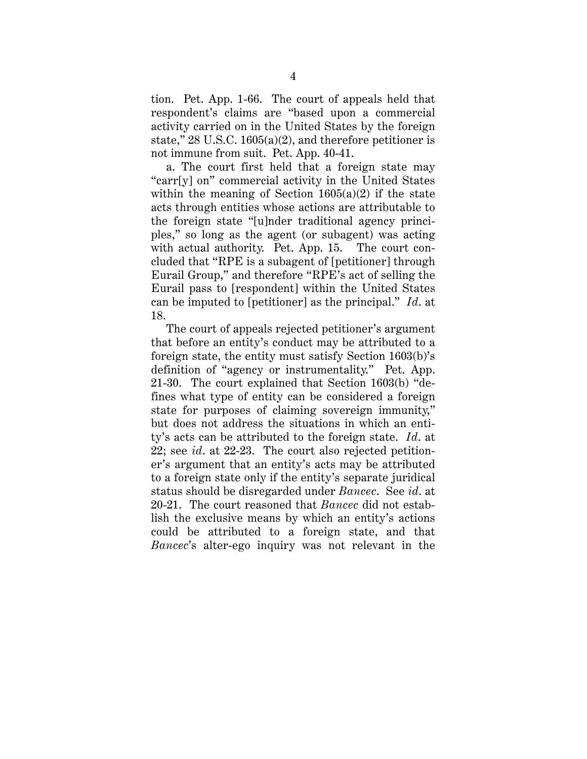tion. Pet. App. 1-66. The court of appeals held that respondent's claims are "based upon a commercial activity carried on in the United States by the foreign state," 28 U.S.C. 1605(a)(2), and therefore petitioner is not immune from suit. Pet. App. 40-41.

a. The court first held that a foreign state may "carr[y] on" commercial activity in the United States within the meaning of Section 1605(a)(2) if the state acts through entities whose actions are attributable to the foreign state "[u]nder traditional agency principles," so long as the agent (or subagent) was acting with actual authority. Pet. App. 15. The court concluded that "RPE is a subagent of [petitioner] through Eurail Group," and therefore "RPE's act of selling the Eurail pass to [respondent] within the United States can be imputed to [petitioner] as the principal." *Id*. at 18.

The court of appeals rejected petitioner's argument that before an entity's conduct may be attributed to a foreign state, the entity must satisfy Section 1603(b)'s definition of "agency or instrumentality." Pet. App. 21-30. The court explained that Section 1603(b) "defines what type of entity can be considered a foreign state for purposes of claiming sovereign immunity," but does not address the situations in which an entity's acts can be attributed to the foreign state. *Id*. at 22; see *id*. at 22-23. The court also rejected petitioner's argument that an entity's acts may be attributed to a foreign state only if the entity's separate juridical status should be disregarded under *Bancec*. See *id*. at 20-21. The court reasoned that *Bancec* did not establish the exclusive means by which an entity's actions could be attributed to a foreign state, and that *Bancec*'s alter-ego inquiry was not relevant in the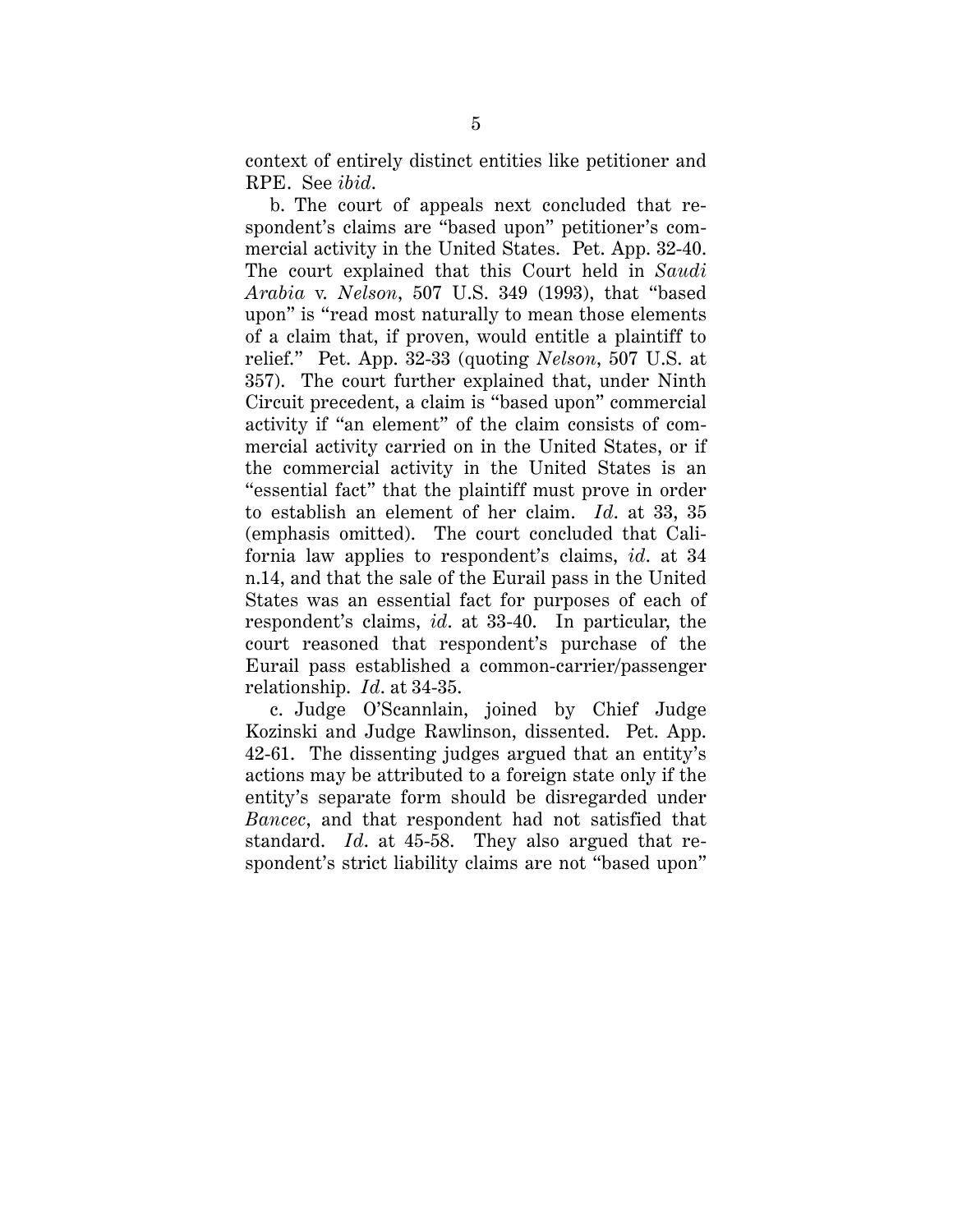context of entirely distinct entities like petitioner and RPE. See *ibid.*

b. The court of appeals next concluded that respondent's claims are "based upon" petitioner's commercial activity in the United States. Pet. App. 32-40. The court explained that this Court held in *Saudi Arabia* v. *Nelson*, 507 U.S. 349 (1993), that "based upon" is "read most naturally to mean those elements of a claim that, if proven, would entitle a plaintiff to relief." Pet. App. 32-33 (quoting *Nelson*, 507 U.S. at 357). The court further explained that, under Ninth Circuit precedent, a claim is "based upon" commercial activity if "an element" of the claim consists of commercial activity carried on in the United States, or if the commercial activity in the United States is an "essential fact" that the plaintiff must prove in order to establish an element of her claim. *Id.* at 33, 35 (emphasis omitted). The court concluded that California law applies to respondent's claims, *id.* at 34 n.14, and that the sale of the Eurail pass in the United States was an essential fact for purposes of each of respondent's claims, *id.* at 33-40. In particular, the court reasoned that respondent's purchase of the Eurail pass established a common-carrier/passenger relationship. *Id.* at 34-35.

c. Judge O'Scannlain, joined by Chief Judge Kozinski and Judge Rawlinson, dissented. Pet. App. 42-61. The dissenting judges argued that an entity's actions may be attributed to a foreign state only if the entity's separate form should be disregarded under *Bancec*, and that respondent had not satisfied that standard. *Id.* at 45-58. They also argued that respondent's strict liability claims are not "based upon"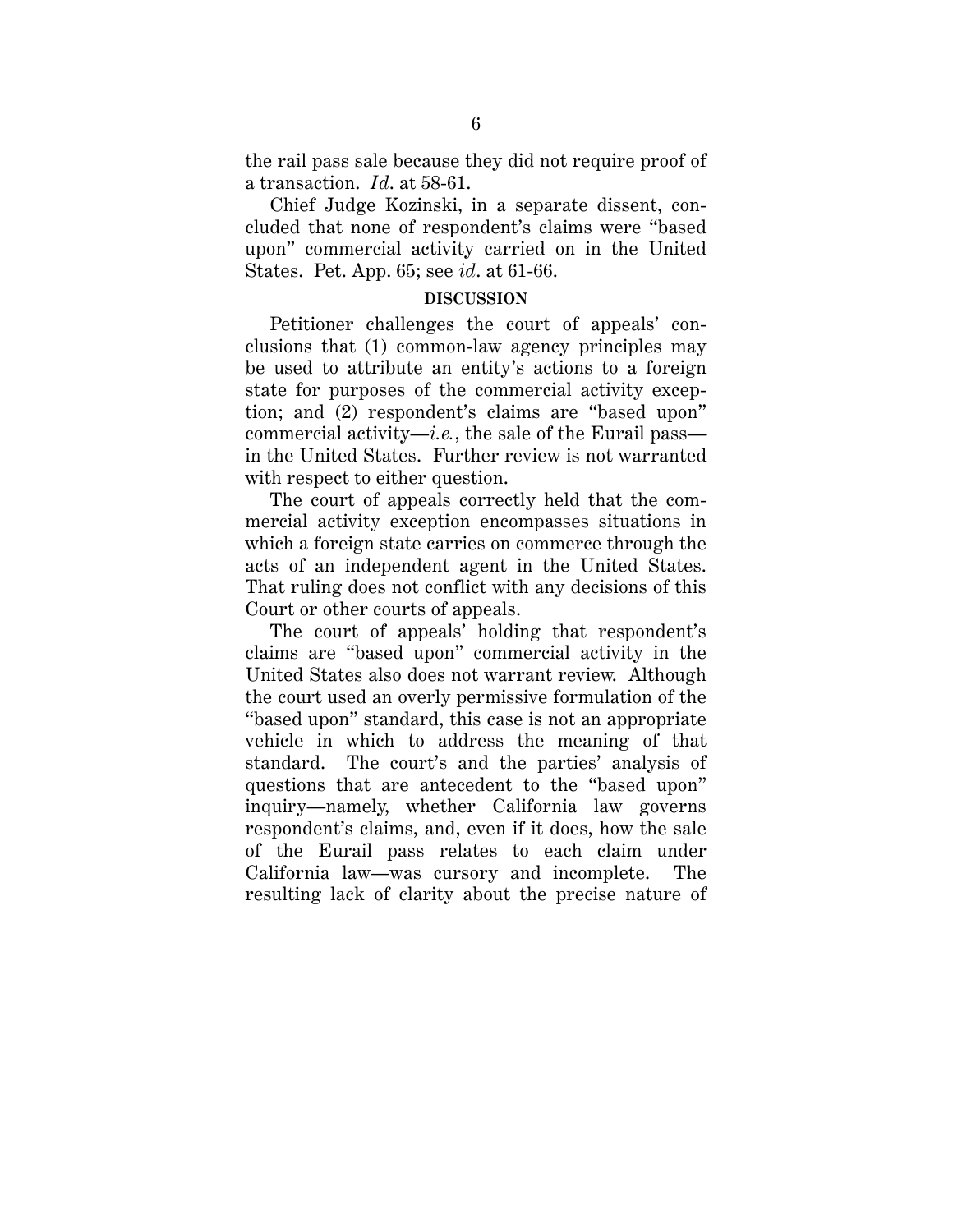the rail pass sale because they did not require proof of a transaction. *Id.* at 58-61.

Chief Judge Kozinski, in a separate dissent, concluded that none of respondent's claims were "based upon" commercial activity carried on in the United States. Pet. App. 65; see *id.* at 61-66.

## DISCUSSION

Petitioner challenges the court of appeals' conclusions that (1) common-law agency principles may be used to attribute an entity's actions to a foreign state for purposes of the commercial activity exception; and (2) respondent's claims are "based upon" commercial activity—*i.e.*, the sale of the Eurail pass—in the United States. Further review is not warranted with respect to either question.

The court of appeals correctly held that the commercial activity exception encompasses situations in which a foreign state carries on commerce through the acts of an independent agent in the United States. That ruling does not conflict with any decisions of this Court or other courts of appeals.

The court of appeals' holding that respondent's claims are "based upon" commercial activity in the United States also does not warrant review. Although the court used an overly permissive formulation of the "based upon" standard, this case is not an appropriate vehicle in which to address the meaning of that standard. The court's and the parties' analysis of questions that are antecedent to the "based upon" inquiry—namely, whether California law governs respondent's claims, and, even if it does, how the sale of the Eurail pass relates to each claim under California law—was cursory and incomplete. The resulting lack of clarity about the precise nature of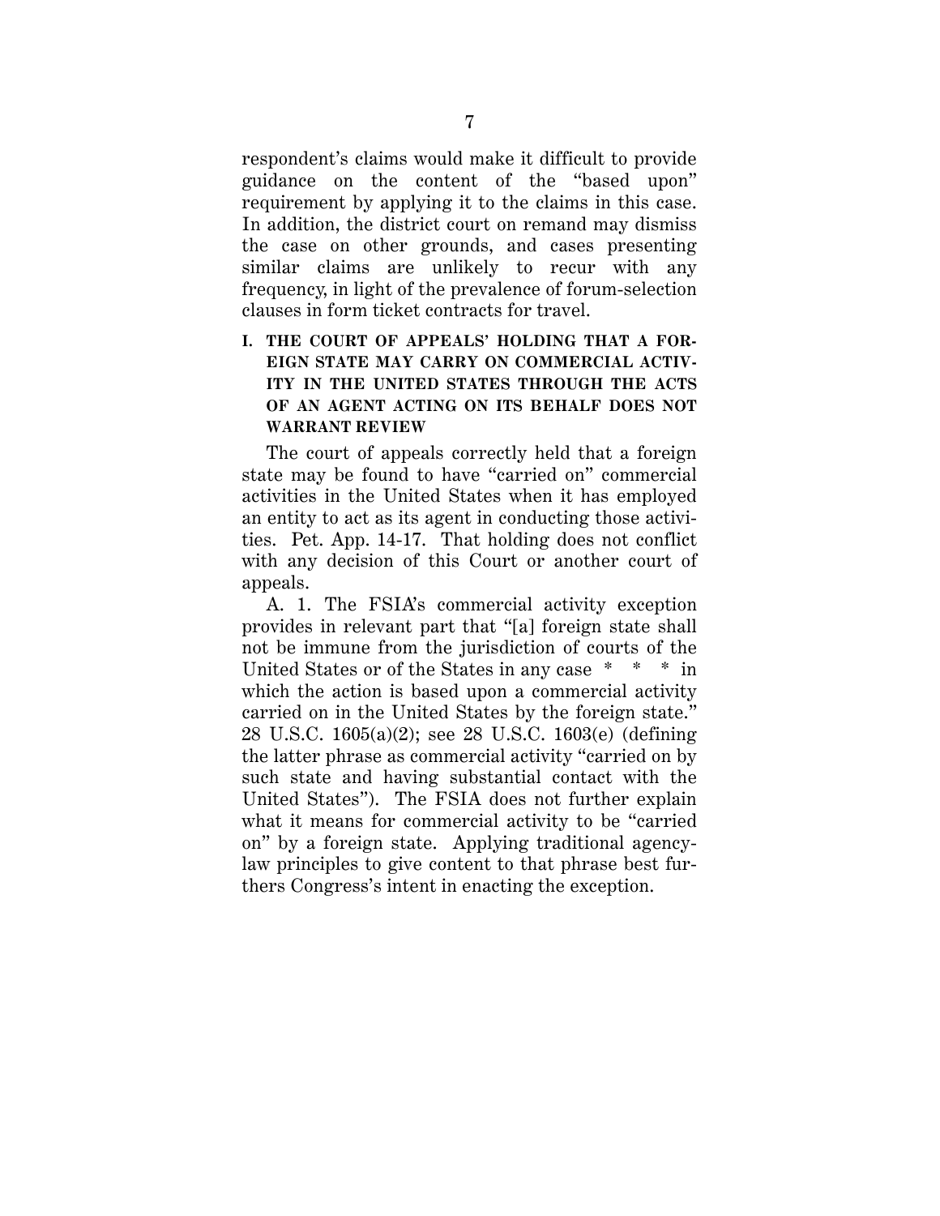respondent's claims would make it difficult to provide guidance on the content of the "based upon" requirement by applying it to the claims in this case. In addition, the district court on remand may dismiss the case on other grounds, and cases presenting similar claims are unlikely to recur with any frequency, in light of the prevalence of forum-selection clauses in form ticket contracts for travel.

## I. THE COURT OF APPEALS' HOLDING THAT A FOREIGN STATE MAY CARRY ON COMMERCIAL ACTIVITY IN THE UNITED STATES THROUGH THE ACTS OF AN AGENT ACTING ON ITS BEHALF DOES NOT WARRANT REVIEW

The court of appeals correctly held that a foreign state may be found to have "carried on" commercial activities in the United States when it has employed an entity to act as its agent in conducting those activities. Pet. App. 14-17. That holding does not conflict with any decision of this Court or another court of appeals.

A. 1. The FSIA's commercial activity exception provides in relevant part that "[a] foreign state shall not be immune from the jurisdiction of courts of the United States or of the States in any case * * * in which the action is based upon a commercial activity carried on in the United States by the foreign state." 28 U.S.C. 1605(a)(2); see 28 U.S.C. 1603(e) (defining the latter phrase as commercial activity "carried on by such state and having substantial contact with the United States"). The FSIA does not further explain what it means for commercial activity to be "carried on" by a foreign state. Applying traditional agency-law principles to give content to that phrase best furthers Congress's intent in enacting the exception.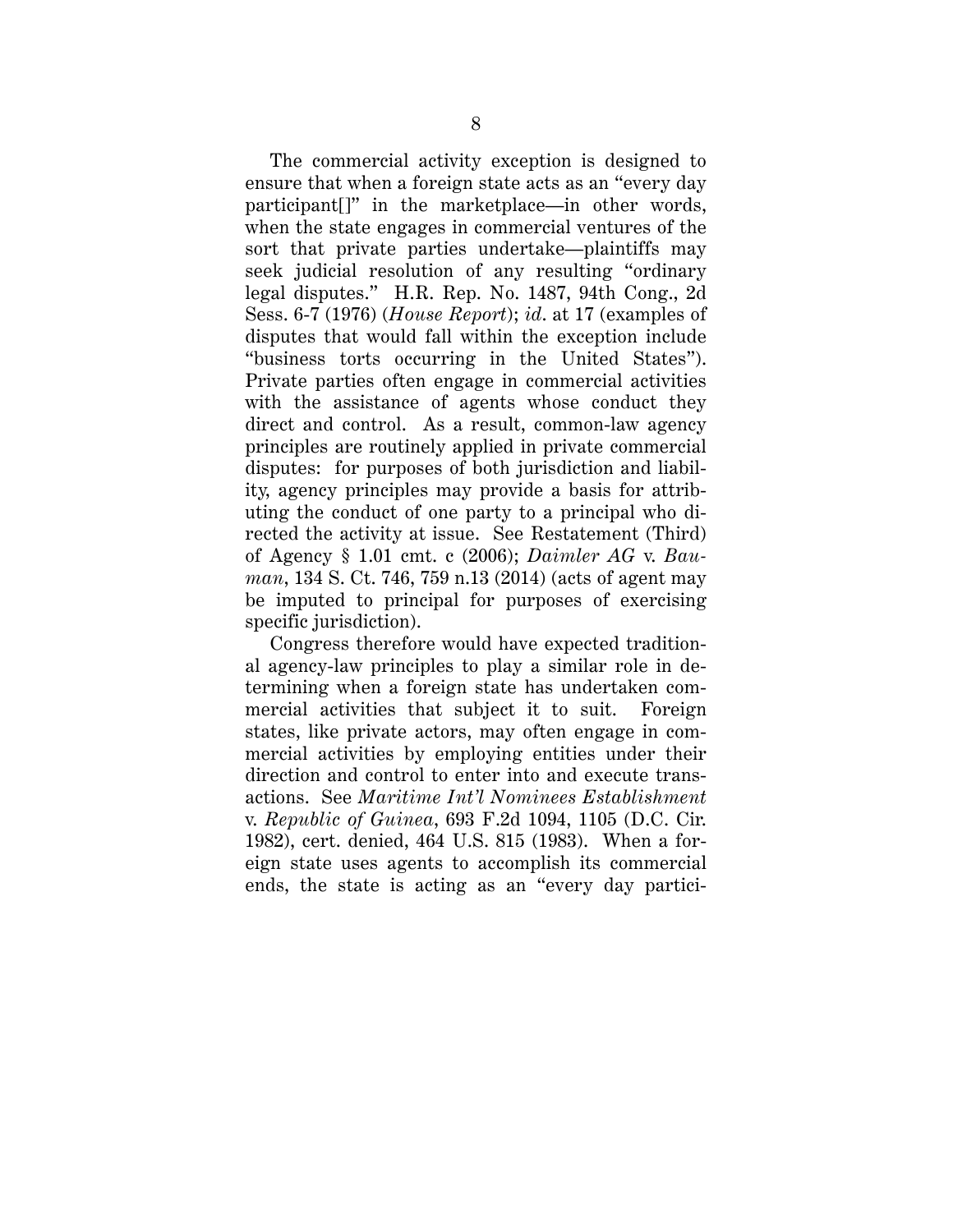The commercial activity exception is designed to ensure that when a foreign state acts as an "every day participant[]" in the marketplace—in other words, when the state engages in commercial ventures of the sort that private parties undertake—plaintiffs may seek judicial resolution of any resulting "ordinary legal disputes." H.R. Rep. No. 1487, 94th Cong., 2d Sess. 6-7 (1976) (*House Report*); *id*. at 17 (examples of disputes that would fall within the exception include "business torts occurring in the United States"). Private parties often engage in commercial activities with the assistance of agents whose conduct they direct and control. As a result, common-law agency principles are routinely applied in private commercial disputes: for purposes of both jurisdiction and liability, agency principles may provide a basis for attributing the conduct of one party to a principal who directed the activity at issue. See Restatement (Third) of Agency § 1.01 cmt. c (2006); *Daimler AG* v. *Bauman*, 134 S. Ct. 746, 759 n.13 (2014) (acts of agent may be imputed to principal for purposes of exercising specific jurisdiction).

Congress therefore would have expected traditional agency-law principles to play a similar role in determining when a foreign state has undertaken commercial activities that subject it to suit. Foreign states, like private actors, may often engage in commercial activities by employing entities under their direction and control to enter into and execute transactions. See *Maritime Int'l Nominees Establishment* v. *Republic of Guinea*, 693 F.2d 1094, 1105 (D.C. Cir. 1982), cert. denied, 464 U.S. 815 (1983). When a foreign state uses agents to accomplish its commercial ends, the state is acting as an "every day partici-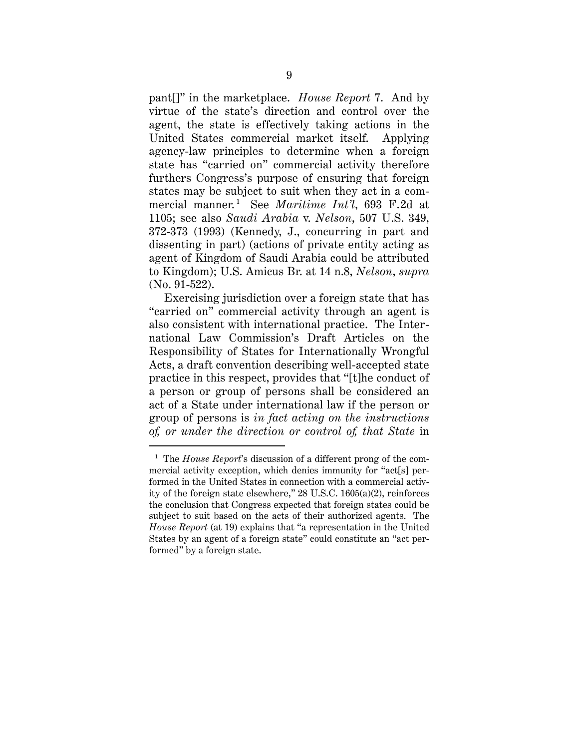pant[]" in the marketplace. *House Report* 7. And by virtue of the state's direction and control over the agent, the state is effectively taking actions in the United States commercial market itself. Applying agency-law principles to determine when a foreign state has "carried on" commercial activity therefore furthers Congress's purpose of ensuring that foreign states may be subject to suit when they act in a commercial manner.[1] See *Maritime Int'l*, 693 F.2d at 1105; see also *Saudi Arabia* v. *Nelson*, 507 U.S. 349, 372-373 (1993) (Kennedy, J., concurring in part and dissenting in part) (actions of private entity acting as agent of Kingdom of Saudi Arabia could be attributed to Kingdom); U.S. Amicus Br. at 14 n.8, *Nelson*, *supra* (No. 91-522).

Exercising jurisdiction over a foreign state that has "carried on" commercial activity through an agent is also consistent with international practice. The International Law Commission's Draft Articles on the Responsibility of States for Internationally Wrongful Acts, a draft convention describing well-accepted state practice in this respect, provides that "[t]he conduct of a person or group of persons shall be considered an act of a State under international law if the person or group of persons is *in fact acting on the instructions of, or under the direction or control of, that State* in

---

[1] The *House Report*'s discussion of a different prong of the commercial activity exception, which denies immunity for "act[s] performed in the United States in connection with a commercial activity of the foreign state elsewhere," 28 U.S.C. 1605(a)(2), reinforces the conclusion that Congress expected that foreign states could be subject to suit based on the acts of their authorized agents. The *House Report* (at 19) explains that "a representation in the United States by an agent of a foreign state" could constitute an "act performed" by a foreign state.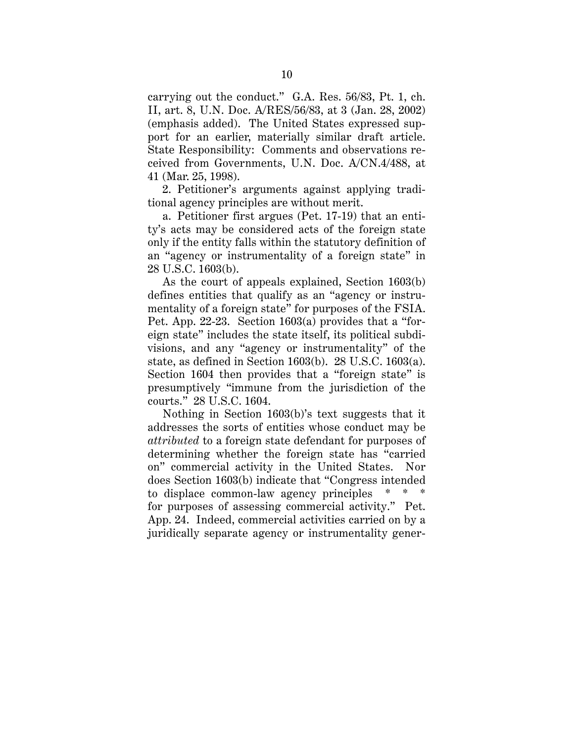carrying out the conduct." G.A. Res. 56/83, Pt. 1, ch. II, art. 8, U.N. Doc. A/RES/56/83, at 3 (Jan. 28, 2002) (emphasis added). The United States expressed support for an earlier, materially similar draft article. State Responsibility: Comments and observations received from Governments, U.N. Doc. A/CN.4/488, at 41 (Mar. 25, 1998).

2. Petitioner's arguments against applying traditional agency principles are without merit.

a. Petitioner first argues (Pet. 17-19) that an entity's acts may be considered acts of the foreign state only if the entity falls within the statutory definition of an "agency or instrumentality of a foreign state" in 28 U.S.C. 1603(b).

As the court of appeals explained, Section 1603(b) defines entities that qualify as an "agency or instrumentality of a foreign state" for purposes of the FSIA. Pet. App. 22-23. Section 1603(a) provides that a "foreign state" includes the state itself, its political subdivisions, and any "agency or instrumentality" of the state, as defined in Section 1603(b). 28 U.S.C. 1603(a). Section 1604 then provides that a "foreign state" is presumptively "immune from the jurisdiction of the courts." 28 U.S.C. 1604.

Nothing in Section 1603(b)'s text suggests that it addresses the sorts of entities whose conduct may be *attributed* to a foreign state defendant for purposes of determining whether the foreign state has "carried on" commercial activity in the United States. Nor does Section 1603(b) indicate that "Congress intended to displace common-law agency principles * * * for purposes of assessing commercial activity." Pet. App. 24. Indeed, commercial activities carried on by a juridically separate agency or instrumentality gener-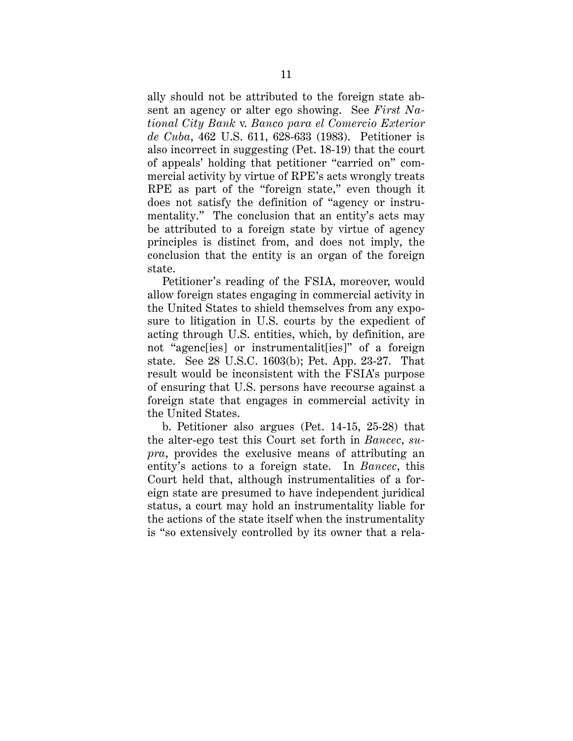ally should not be attributed to the foreign state absent an agency or alter ego showing. See *First National City Bank* v. *Banco para el Comercio Exterior de Cuba*, 462 U.S. 611, 628-633 (1983). Petitioner is also incorrect in suggesting (Pet. 18-19) that the court of appeals' holding that petitioner "carried on" commercial activity by virtue of RPE's acts wrongly treats RPE as part of the "foreign state," even though it does not satisfy the definition of "agency or instrumentality." The conclusion that an entity's acts may be attributed to a foreign state by virtue of agency principles is distinct from, and does not imply, the conclusion that the entity is an organ of the foreign state.

Petitioner's reading of the FSIA, moreover, would allow foreign states engaging in commercial activity in the United States to shield themselves from any exposure to litigation in U.S. courts by the expedient of acting through U.S. entities, which, by definition, are not "agenc[ies] or instrumentalit[ies]" of a foreign state. See 28 U.S.C. 1603(b); Pet. App. 23-27. That result would be inconsistent with the FSIA's purpose of ensuring that U.S. persons have recourse against a foreign state that engages in commercial activity in the United States.

b. Petitioner also argues (Pet. 14-15, 25-28) that the alter-ego test this Court set forth in *Bancec*, *supra*, provides the exclusive means of attributing an entity's actions to a foreign state. In *Bancec*, this Court held that, although instrumentalities of a foreign state are presumed to have independent juridical status, a court may hold an instrumentality liable for the actions of the state itself when the instrumentality is "so extensively controlled by its owner that a rela-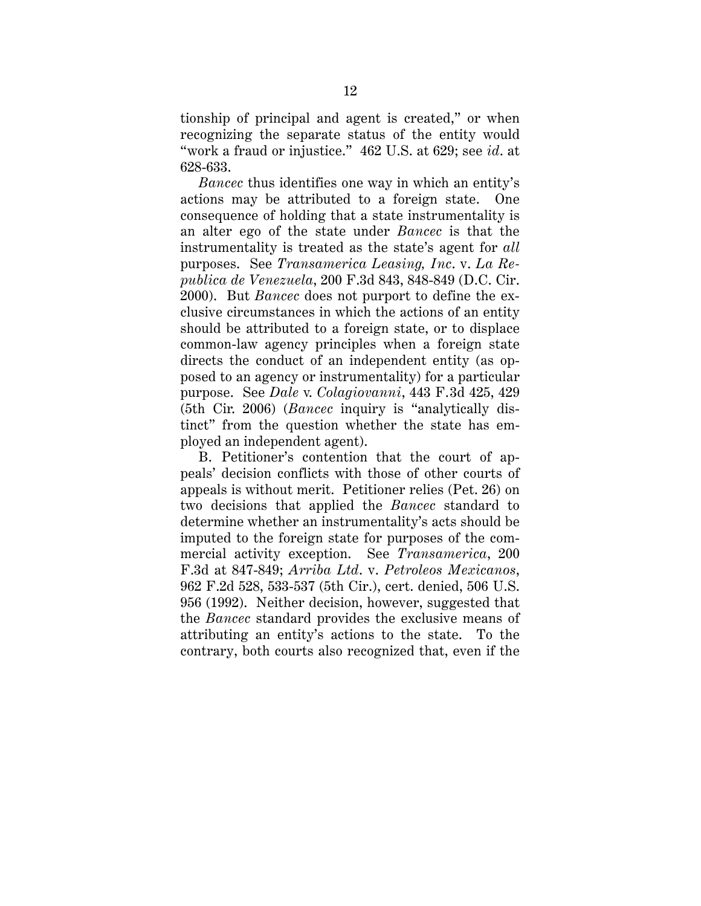tionship of principal and agent is created," or when recognizing the separate status of the entity would "work a fraud or injustice." 462 U.S. at 629; see *id*. at 628-633.

*Bancec* thus identifies one way in which an entity's actions may be attributed to a foreign state. One consequence of holding that a state instrumentality is an alter ego of the state under *Bancec* is that the instrumentality is treated as the state's agent for *all* purposes. See *Transamerica Leasing, Inc*. v. *La Republica de Venezuela*, 200 F.3d 843, 848-849 (D.C. Cir. 2000). But *Bancec* does not purport to define the exclusive circumstances in which the actions of an entity should be attributed to a foreign state, or to displace common-law agency principles when a foreign state directs the conduct of an independent entity (as opposed to an agency or instrumentality) for a particular purpose. See *Dale* v. *Colagiovanni*, 443 F.3d 425, 429 (5th Cir. 2006) (*Bancec* inquiry is "analytically distinct" from the question whether the state has employed an independent agent).

B. Petitioner's contention that the court of appeals' decision conflicts with those of other courts of appeals is without merit. Petitioner relies (Pet. 26) on two decisions that applied the *Bancec* standard to determine whether an instrumentality's acts should be imputed to the foreign state for purposes of the commercial activity exception. See *Transamerica*, 200 F.3d at 847-849; *Arriba Ltd*. v. *Petroleos Mexicanos*, 962 F.2d 528, 533-537 (5th Cir.), cert. denied, 506 U.S. 956 (1992). Neither decision, however, suggested that the *Bancec* standard provides the exclusive means of attributing an entity's actions to the state. To the contrary, both courts also recognized that, even if the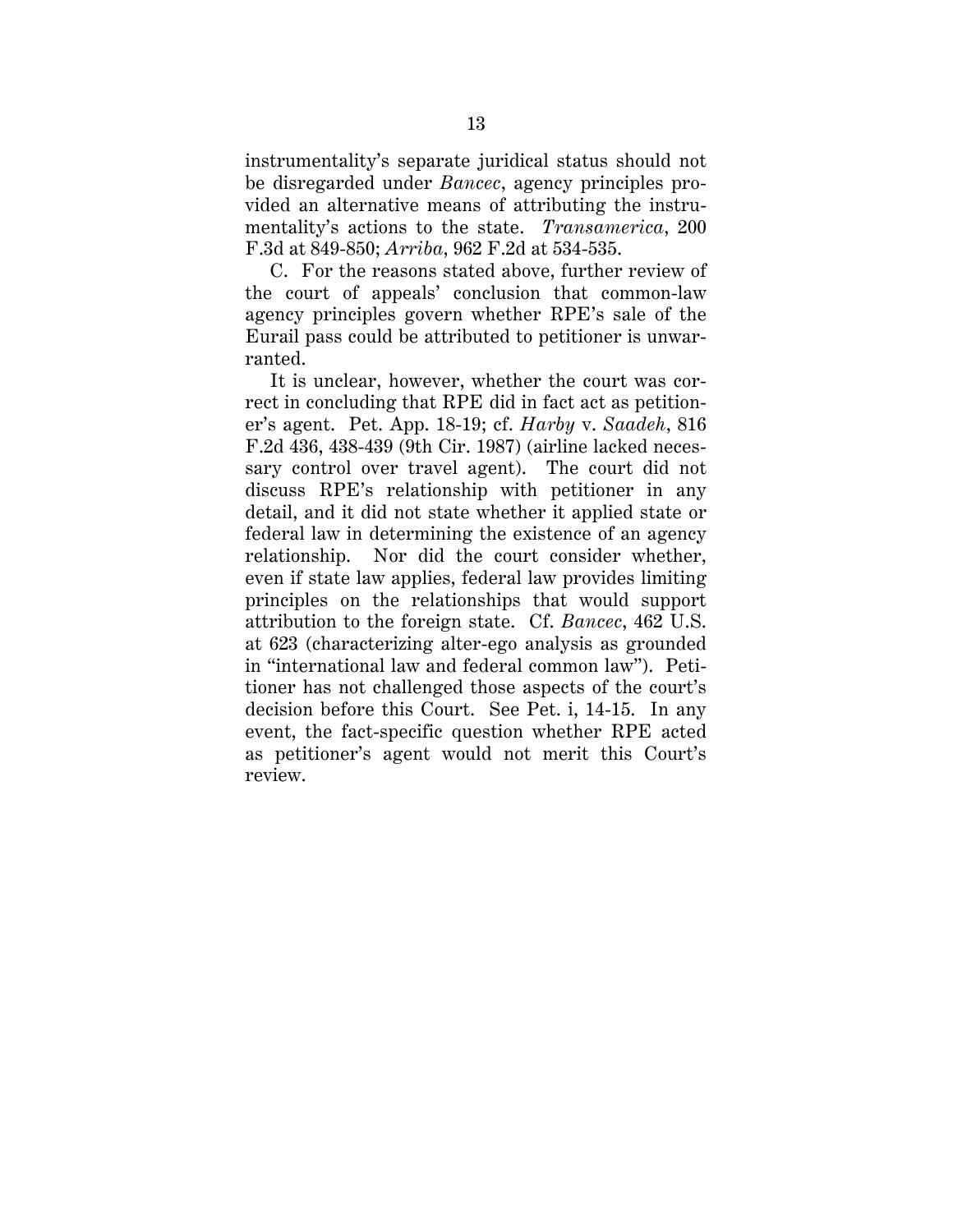instrumentality's separate juridical status should not be disregarded under *Bancec*, agency principles provided an alternative means of attributing the instrumentality's actions to the state. *Transamerica*, 200 F.3d at 849-850; *Arriba*, 962 F.2d at 534-535.

C. For the reasons stated above, further review of the court of appeals' conclusion that common-law agency principles govern whether RPE's sale of the Eurail pass could be attributed to petitioner is unwarranted.

It is unclear, however, whether the court was correct in concluding that RPE did in fact act as petitioner's agent. Pet. App. 18-19; cf. *Harby* v. *Saadeh*, 816 F.2d 436, 438-439 (9th Cir. 1987) (airline lacked necessary control over travel agent). The court did not discuss RPE's relationship with petitioner in any detail, and it did not state whether it applied state or federal law in determining the existence of an agency relationship. Nor did the court consider whether, even if state law applies, federal law provides limiting principles on the relationships that would support attribution to the foreign state. Cf. *Bancec*, 462 U.S. at 623 (characterizing alter-ego analysis as grounded in "international law and federal common law"). Petitioner has not challenged those aspects of the court's decision before this Court. See Pet. i, 14-15. In any event, the fact-specific question whether RPE acted as petitioner's agent would not merit this Court's review.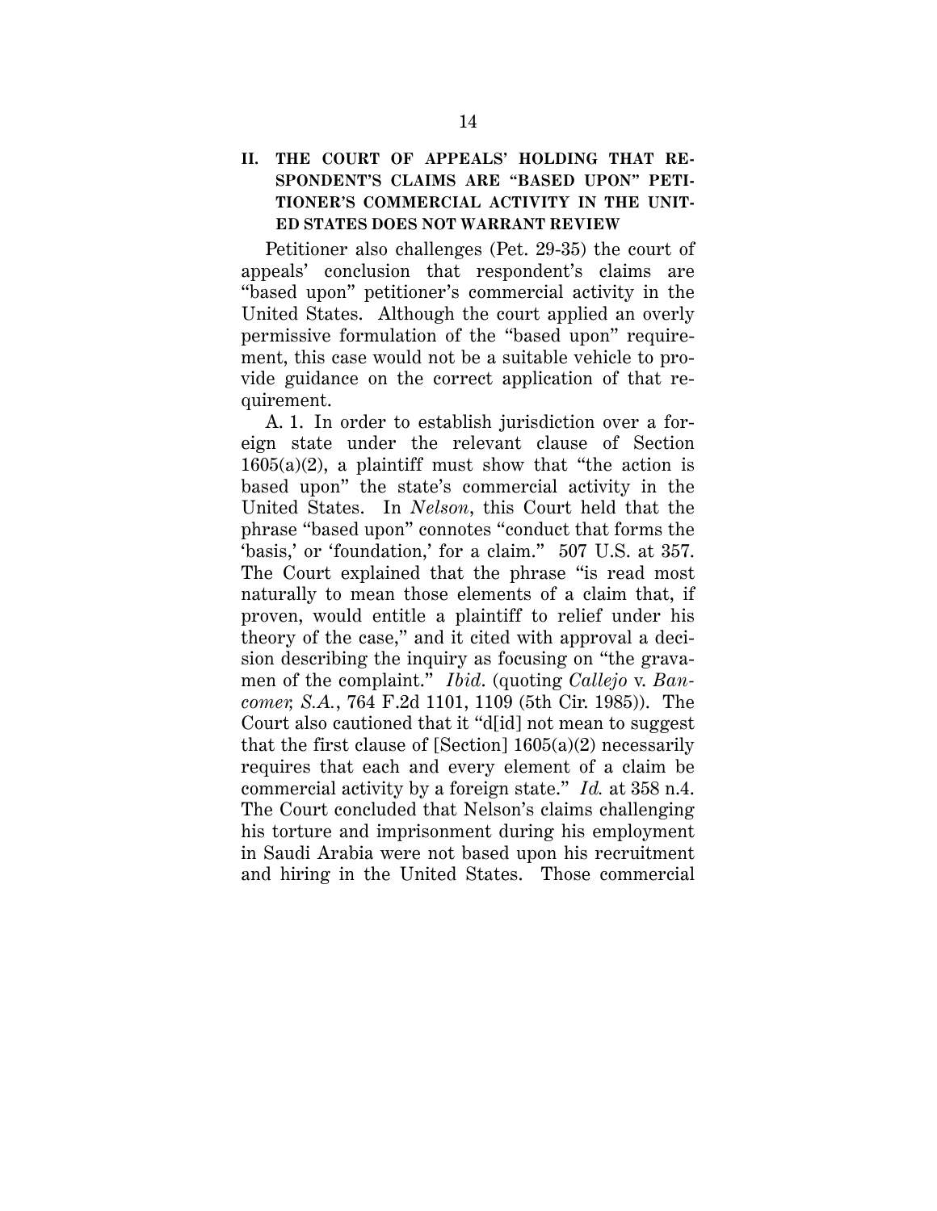## II. THE COURT OF APPEALS' HOLDING THAT RESPONDENT'S CLAIMS ARE "BASED UPON" PETITIONER'S COMMERCIAL ACTIVITY IN THE UNITED STATES DOES NOT WARRANT REVIEW

Petitioner also challenges (Pet. 29-35) the court of appeals' conclusion that respondent's claims are "based upon" petitioner's commercial activity in the United States. Although the court applied an overly permissive formulation of the "based upon" requirement, this case would not be a suitable vehicle to provide guidance on the correct application of that requirement.

A. 1. In order to establish jurisdiction over a foreign state under the relevant clause of Section 1605(a)(2), a plaintiff must show that "the action is based upon" the state's commercial activity in the United States. In *Nelson*, this Court held that the phrase "based upon" connotes "conduct that forms the 'basis,' or 'foundation,' for a claim." 507 U.S. at 357. The Court explained that the phrase "is read most naturally to mean those elements of a claim that, if proven, would entitle a plaintiff to relief under his theory of the case," and it cited with approval a decision describing the inquiry as focusing on "the gravamen of the complaint." *Ibid.* (quoting *Callejo* v. *Bancomer, S.A.*, 764 F.2d 1101, 1109 (5th Cir. 1985)). The Court also cautioned that it "d[id] not mean to suggest that the first clause of [Section] 1605(a)(2) necessarily requires that each and every element of a claim be commercial activity by a foreign state." *Id.* at 358 n.4. The Court concluded that Nelson's claims challenging his torture and imprisonment during his employment in Saudi Arabia were not based upon his recruitment and hiring in the United States. Those commercial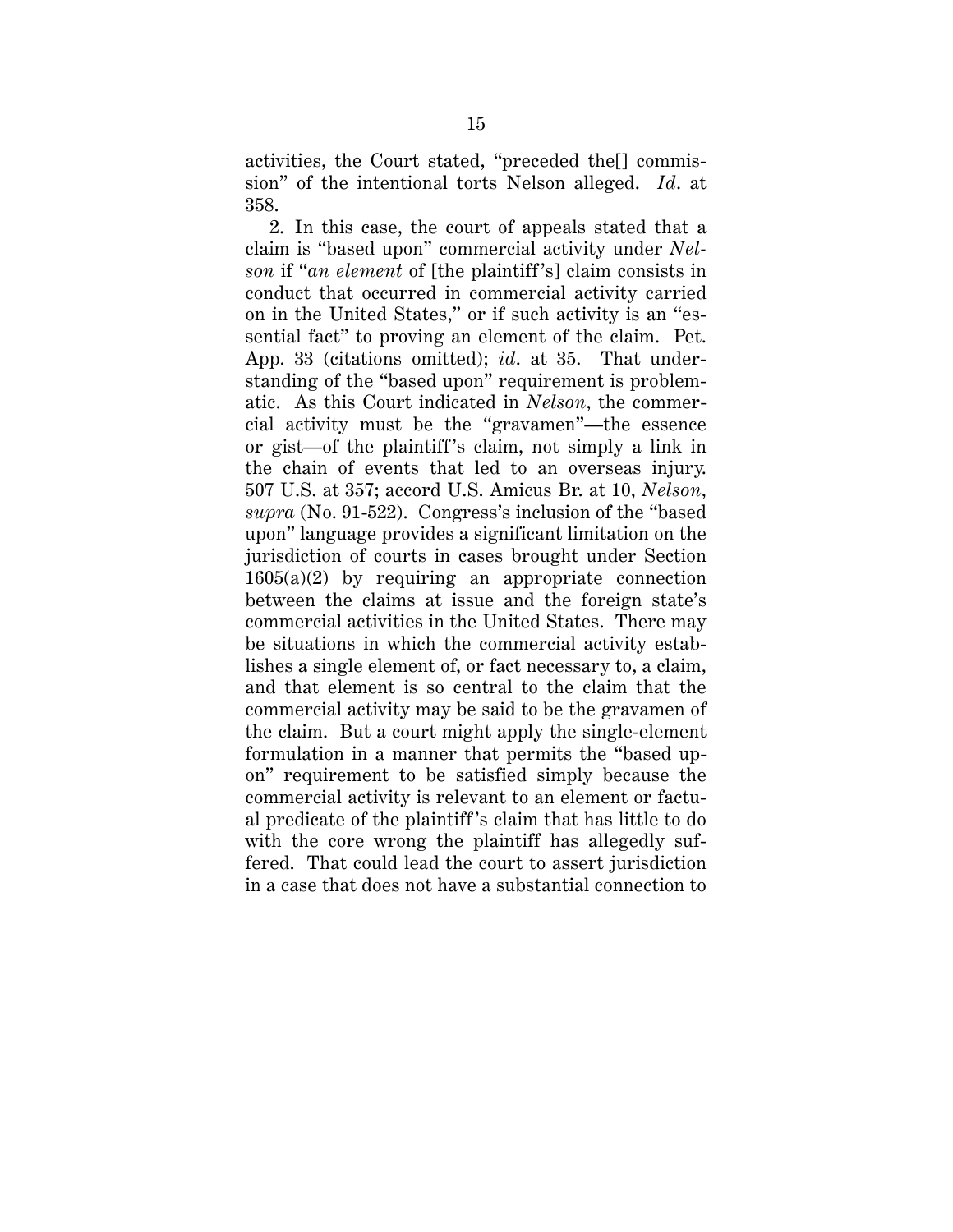activities, the Court stated, "preceded the[] commission" of the intentional torts Nelson alleged. *Id.* at 358.

2. In this case, the court of appeals stated that a claim is "based upon" commercial activity under *Nelson* if "*an element* of [the plaintiff's] claim consists in conduct that occurred in commercial activity carried on in the United States," or if such activity is an "essential fact" to proving an element of the claim. Pet. App. 33 (citations omitted); *id.* at 35. That understanding of the "based upon" requirement is problematic. As this Court indicated in *Nelson*, the commercial activity must be the "gravamen"—the essence or gist—of the plaintiff's claim, not simply a link in the chain of events that led to an overseas injury. 507 U.S. at 357; accord U.S. Amicus Br. at 10, *Nelson*, *supra* (No. 91-522). Congress's inclusion of the "based upon" language provides a significant limitation on the jurisdiction of courts in cases brought under Section 1605(a)(2) by requiring an appropriate connection between the claims at issue and the foreign state's commercial activities in the United States. There may be situations in which the commercial activity establishes a single element of, or fact necessary to, a claim, and that element is so central to the claim that the commercial activity may be said to be the gravamen of the claim. But a court might apply the single-element formulation in a manner that permits the "based upon" requirement to be satisfied simply because the commercial activity is relevant to an element or factual predicate of the plaintiff's claim that has little to do with the core wrong the plaintiff has allegedly suffered. That could lead the court to assert jurisdiction in a case that does not have a substantial connection to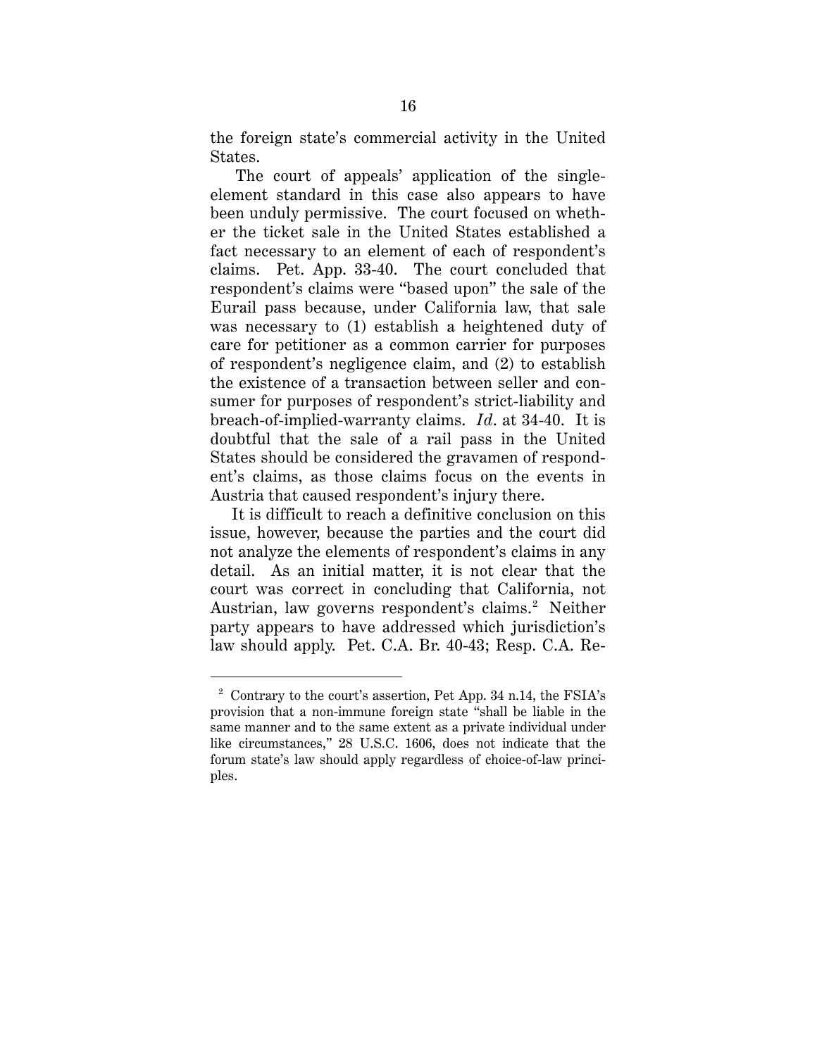the foreign state's commercial activity in the United States.

The court of appeals' application of the single-element standard in this case also appears to have been unduly permissive. The court focused on whether the ticket sale in the United States established a fact necessary to an element of each of respondent's claims. Pet. App. 33-40. The court concluded that respondent's claims were "based upon" the sale of the Eurail pass because, under California law, that sale was necessary to (1) establish a heightened duty of care for petitioner as a common carrier for purposes of respondent's negligence claim, and (2) to establish the existence of a transaction between seller and consumer for purposes of respondent's strict-liability and breach-of-implied-warranty claims. *Id*. at 34-40. It is doubtful that the sale of a rail pass in the United States should be considered the gravamen of respondent's claims, as those claims focus on the events in Austria that caused respondent's injury there.

It is difficult to reach a definitive conclusion on this issue, however, because the parties and the court did not analyze the elements of respondent's claims in any detail. As an initial matter, it is not clear that the court was correct in concluding that California, not Austrian, law governs respondent's claims.[2] Neither party appears to have addressed which jurisdiction's law should apply. Pet. C.A. Br. 40-43; Resp. C.A. Re-

---

[2] Contrary to the court's assertion, Pet App. 34 n.14, the FSIA's provision that a non-immune foreign state "shall be liable in the same manner and to the same extent as a private individual under like circumstances," 28 U.S.C. 1606, does not indicate that the forum state's law should apply regardless of choice-of-law principles.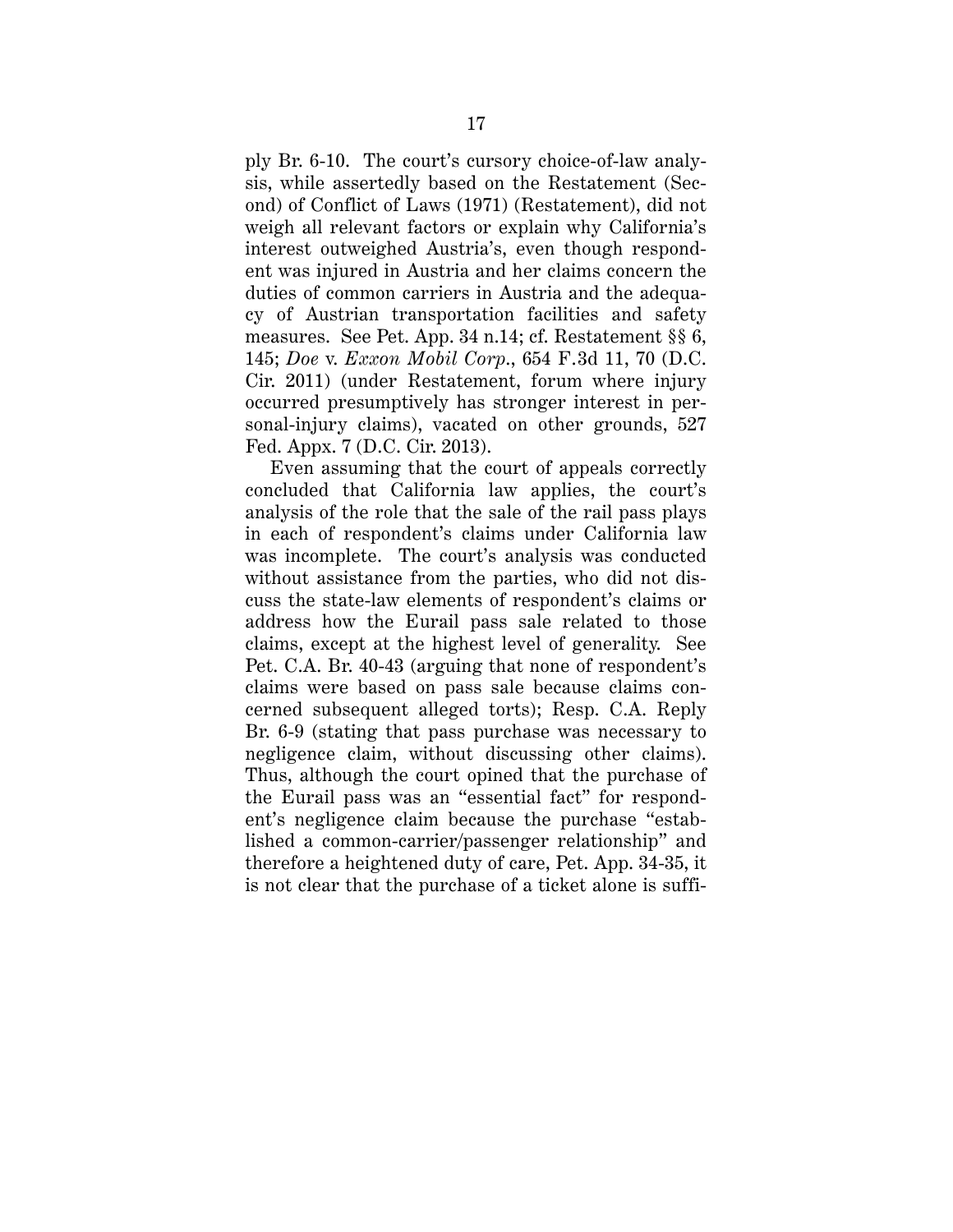ply Br. 6-10. The court's cursory choice-of-law analysis, while assertedly based on the Restatement (Second) of Conflict of Laws (1971) (Restatement), did not weigh all relevant factors or explain why California's interest outweighed Austria's, even though respondent was injured in Austria and her claims concern the duties of common carriers in Austria and the adequacy of Austrian transportation facilities and safety measures. See Pet. App. 34 n.14; cf. Restatement §§ 6, 145; *Doe* v. *Exxon Mobil Corp.*, 654 F.3d 11, 70 (D.C. Cir. 2011) (under Restatement, forum where injury occurred presumptively has stronger interest in personal-injury claims), vacated on other grounds, 527 Fed. Appx. 7 (D.C. Cir. 2013).

Even assuming that the court of appeals correctly concluded that California law applies, the court's analysis of the role that the sale of the rail pass plays in each of respondent's claims under California law was incomplete. The court's analysis was conducted without assistance from the parties, who did not discuss the state-law elements of respondent's claims or address how the Eurail pass sale related to those claims, except at the highest level of generality. See Pet. C.A. Br. 40-43 (arguing that none of respondent's claims were based on pass sale because claims concerned subsequent alleged torts); Resp. C.A. Reply Br. 6-9 (stating that pass purchase was necessary to negligence claim, without discussing other claims). Thus, although the court opined that the purchase of the Eurail pass was an "essential fact" for respondent's negligence claim because the purchase "established a common-carrier/passenger relationship" and therefore a heightened duty of care, Pet. App. 34-35, it is not clear that the purchase of a ticket alone is suffi-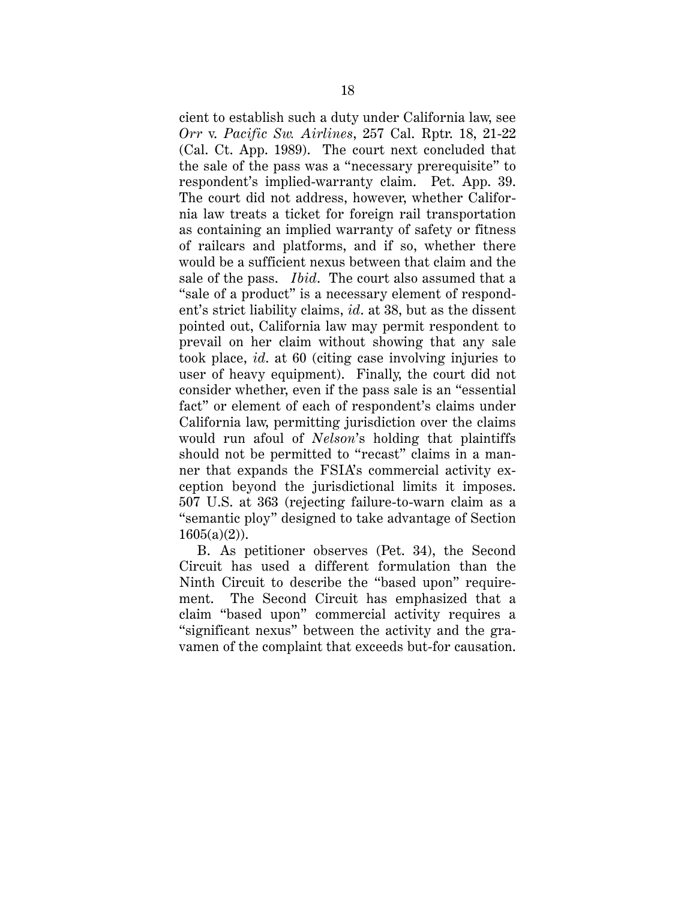cient to establish such a duty under California law, see *Orr* v. *Pacific Sw. Airlines*, 257 Cal. Rptr. 18, 21-22 (Cal. Ct. App. 1989). The court next concluded that the sale of the pass was a "necessary prerequisite" to respondent's implied-warranty claim. Pet. App. 39. The court did not address, however, whether California law treats a ticket for foreign rail transportation as containing an implied warranty of safety or fitness of railcars and platforms, and if so, whether there would be a sufficient nexus between that claim and the sale of the pass. *Ibid*. The court also assumed that a "sale of a product" is a necessary element of respondent's strict liability claims, *id*. at 38, but as the dissent pointed out, California law may permit respondent to prevail on her claim without showing that any sale took place, *id*. at 60 (citing case involving injuries to user of heavy equipment). Finally, the court did not consider whether, even if the pass sale is an "essential fact" or element of each of respondent's claims under California law, permitting jurisdiction over the claims would run afoul of *Nelson*'s holding that plaintiffs should not be permitted to "recast" claims in a manner that expands the FSIA's commercial activity exception beyond the jurisdictional limits it imposes. 507 U.S. at 363 (rejecting failure-to-warn claim as a "semantic ploy" designed to take advantage of Section 1605(a)(2)).

B. As petitioner observes (Pet. 34), the Second Circuit has used a different formulation than the Ninth Circuit to describe the "based upon" requirement. The Second Circuit has emphasized that a claim "based upon" commercial activity requires a "significant nexus" between the activity and the gravamen of the complaint that exceeds but-for causation.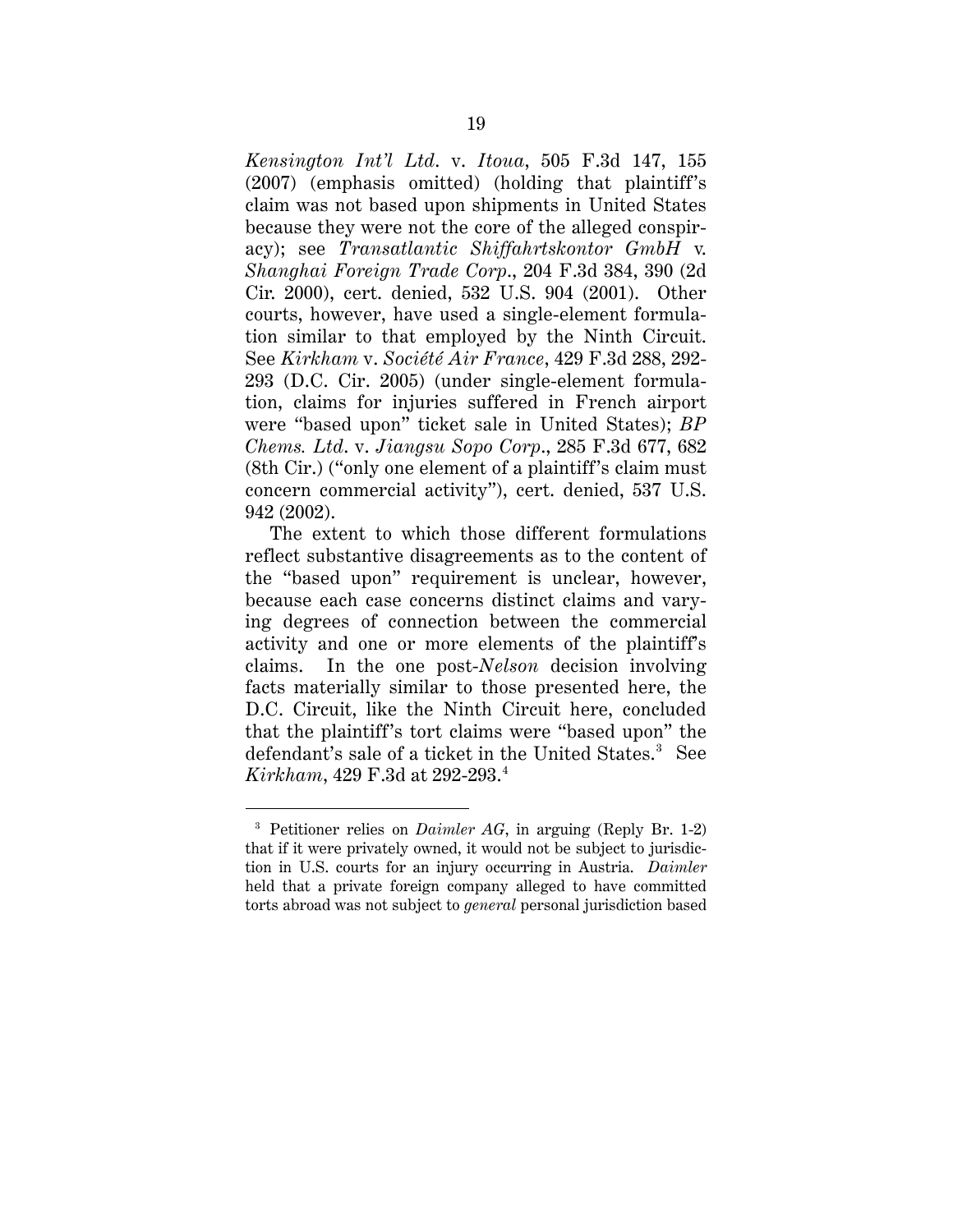*Kensington Int'l Ltd.* v. *Itoua*, 505 F.3d 147, 155 (2007) (emphasis omitted) (holding that plaintiff's claim was not based upon shipments in United States because they were not the core of the alleged conspiracy); see *Transatlantic Shiffahrtskontor GmbH* v. *Shanghai Foreign Trade Corp.*, 204 F.3d 384, 390 (2d Cir. 2000), cert. denied, 532 U.S. 904 (2001). Other courts, however, have used a single-element formulation similar to that employed by the Ninth Circuit. See *Kirkham* v. *Société Air France*, 429 F.3d 288, 292-293 (D.C. Cir. 2005) (under single-element formulation, claims for injuries suffered in French airport were "based upon" ticket sale in United States); *BP Chems. Ltd.* v. *Jiangsu Sopo Corp.*, 285 F.3d 677, 682 (8th Cir.) ("only one element of a plaintiff's claim must concern commercial activity"), cert. denied, 537 U.S. 942 (2002).

The extent to which those different formulations reflect substantive disagreements as to the content of the "based upon" requirement is unclear, however, because each case concerns distinct claims and varying degrees of connection between the commercial activity and one or more elements of the plaintiff's claims. In the one post-*Nelson* decision involving facts materially similar to those presented here, the D.C. Circuit, like the Ninth Circuit here, concluded that the plaintiff's tort claims were "based upon" the defendant's sale of a ticket in the United States.[3] See *Kirkham*, 429 F.3d at 292-293.[4]

---

[3] Petitioner relies on *Daimler AG*, in arguing (Reply Br. 1-2) that if it were privately owned, it would not be subject to jurisdiction in U.S. courts for an injury occurring in Austria. *Daimler* held that a private foreign company alleged to have committed torts abroad was not subject to *general* personal jurisdiction based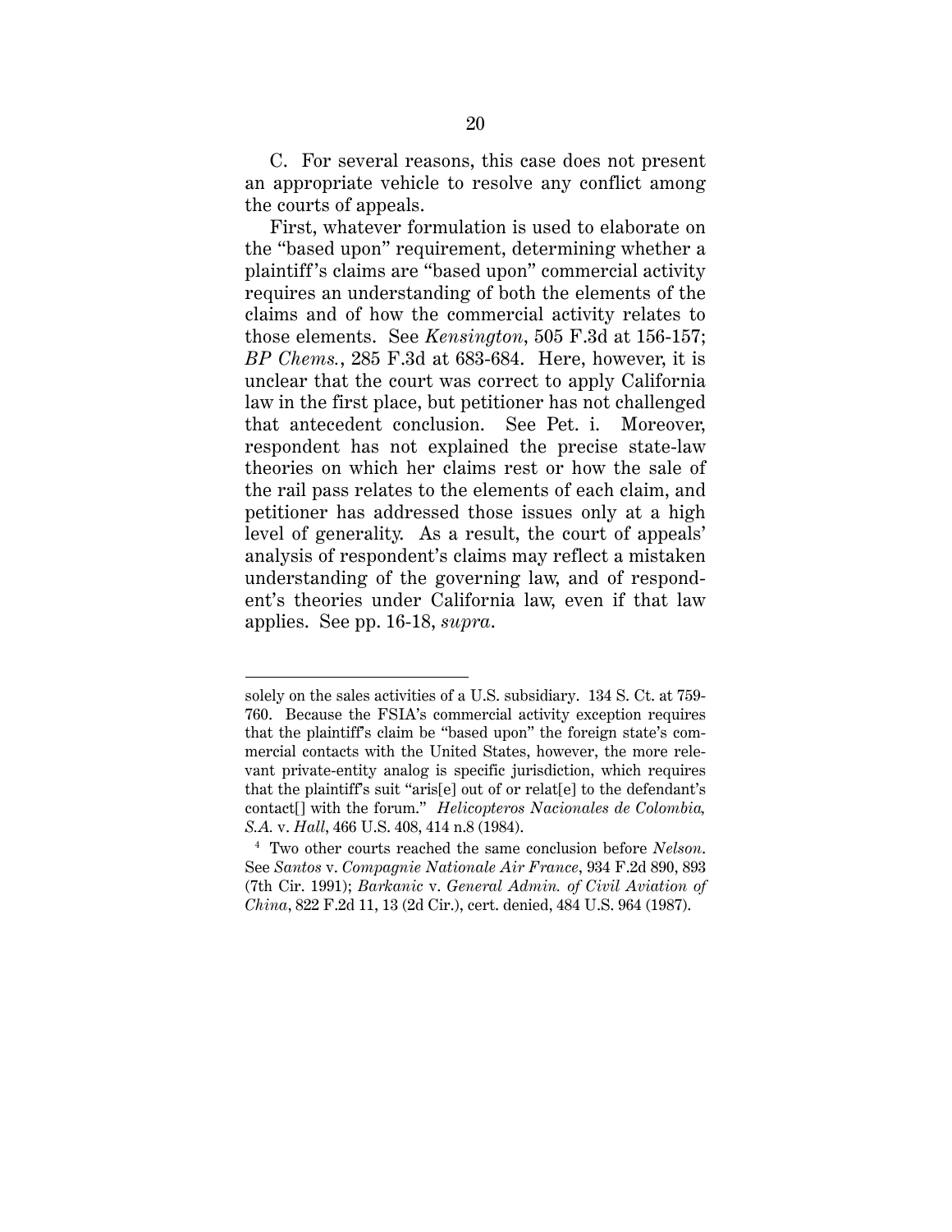C. For several reasons, this case does not present an appropriate vehicle to resolve any conflict among the courts of appeals.

First, whatever formulation is used to elaborate on the "based upon" requirement, determining whether a plaintiff's claims are "based upon" commercial activity requires an understanding of both the elements of the claims and of how the commercial activity relates to those elements. See *Kensington*, 505 F.3d at 156-157; *BP Chems.*, 285 F.3d at 683-684. Here, however, it is unclear that the court was correct to apply California law in the first place, but petitioner has not challenged that antecedent conclusion. See Pet. i. Moreover, respondent has not explained the precise state-law theories on which her claims rest or how the sale of the rail pass relates to the elements of each claim, and petitioner has addressed those issues only at a high level of generality. As a result, the court of appeals' analysis of respondent's claims may reflect a mistaken understanding of the governing law, and of respondent's theories under California law, even if that law applies. See pp. 16-18, *supra*.

---

solely on the sales activities of a U.S. subsidiary. 134 S. Ct. at 759-760. Because the FSIA's commercial activity exception requires that the plaintiff's claim be "based upon" the foreign state's commercial contacts with the United States, however, the more relevant private-entity analog is specific jurisdiction, which requires that the plaintiff's suit "aris[e] out of or relat[e] to the defendant's contact[] with the forum." *Helicopteros Nacionales de Colombia, S.A.* v. *Hall*, 466 U.S. 408, 414 n.8 (1984).

[4] Two other courts reached the same conclusion before *Nelson*. See *Santos* v. *Compagnie Nationale Air France*, 934 F.2d 890, 893 (7th Cir. 1991); *Barkanic* v. *General Admin. of Civil Aviation of China*, 822 F.2d 11, 13 (2d Cir.), cert. denied, 484 U.S. 964 (1987).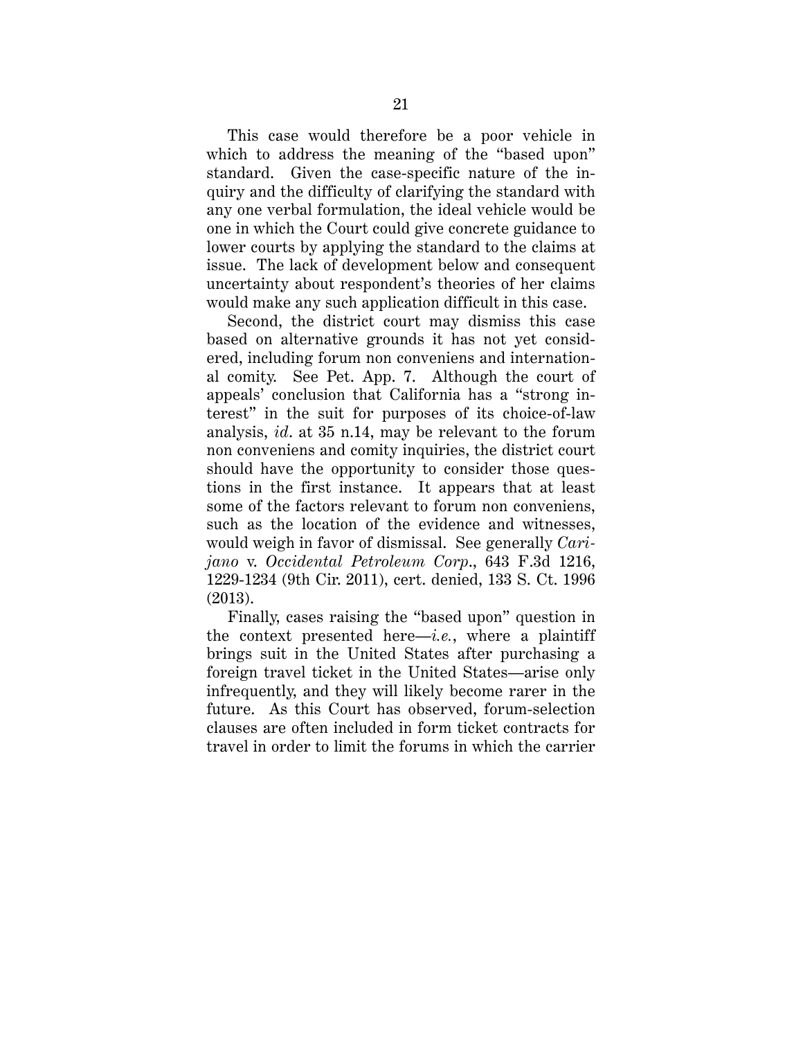This case would therefore be a poor vehicle in which to address the meaning of the "based upon" standard. Given the case-specific nature of the inquiry and the difficulty of clarifying the standard with any one verbal formulation, the ideal vehicle would be one in which the Court could give concrete guidance to lower courts by applying the standard to the claims at issue. The lack of development below and consequent uncertainty about respondent's theories of her claims would make any such application difficult in this case.

Second, the district court may dismiss this case based on alternative grounds it has not yet considered, including forum non conveniens and international comity. See Pet. App. 7. Although the court of appeals' conclusion that California has a "strong interest" in the suit for purposes of its choice-of-law analysis, *id.* at 35 n.14, may be relevant to the forum non conveniens and comity inquiries, the district court should have the opportunity to consider those questions in the first instance. It appears that at least some of the factors relevant to forum non conveniens, such as the location of the evidence and witnesses, would weigh in favor of dismissal. See generally *Carijano* v. *Occidental Petroleum Corp.*, 643 F.3d 1216, 1229-1234 (9th Cir. 2011), cert. denied, 133 S. Ct. 1996 (2013).

Finally, cases raising the "based upon" question in the context presented here—*i.e.*, where a plaintiff brings suit in the United States after purchasing a foreign travel ticket in the United States—arise only infrequently, and they will likely become rarer in the future. As this Court has observed, forum-selection clauses are often included in form ticket contracts for travel in order to limit the forums in which the carrier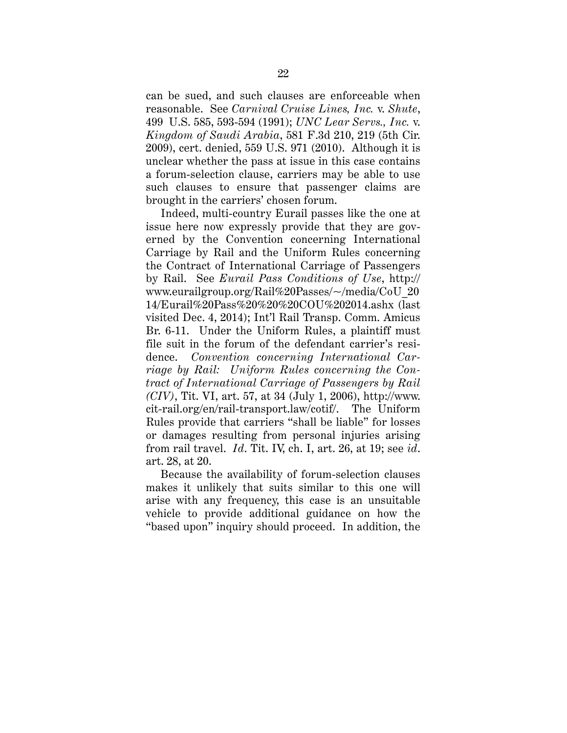can be sued, and such clauses are enforceable when reasonable. See *Carnival Cruise Lines, Inc.* v. *Shute*, 499 U.S. 585, 593-594 (1991); *UNC Lear Servs., Inc.* v. *Kingdom of Saudi Arabia*, 581 F.3d 210, 219 (5th Cir. 2009), cert. denied, 559 U.S. 971 (2010). Although it is unclear whether the pass at issue in this case contains a forum-selection clause, carriers may be able to use such clauses to ensure that passenger claims are brought in the carriers' chosen forum.

Indeed, multi-country Eurail passes like the one at issue here now expressly provide that they are governed by the Convention concerning International Carriage by Rail and the Uniform Rules concerning the Contract of International Carriage of Passengers by Rail. See *Eurail Pass Conditions of Use*, http://www.eurailgroup.org/Rail%20Passes/~/media/CoU_2014/Eurail%20Pass%20%20%20COU%202014.ashx (last visited Dec. 4, 2014); Int'l Rail Transp. Comm. Amicus Br. 6-11. Under the Uniform Rules, a plaintiff must file suit in the forum of the defendant carrier's residence. *Convention concerning International Carriage by Rail: Uniform Rules concerning the Contract of International Carriage of Passengers by Rail (CIV)*, Tit. VI, art. 57, at 34 (July 1, 2006), http://www.cit-rail.org/en/rail-transport.law/cotif/. The Uniform Rules provide that carriers "shall be liable" for losses or damages resulting from personal injuries arising from rail travel. *Id.* Tit. IV, ch. I, art. 26, at 19; see *id.* art. 28, at 20.

Because the availability of forum-selection clauses makes it unlikely that suits similar to this one will arise with any frequency, this case is an unsuitable vehicle to provide additional guidance on how the "based upon" inquiry should proceed. In addition, the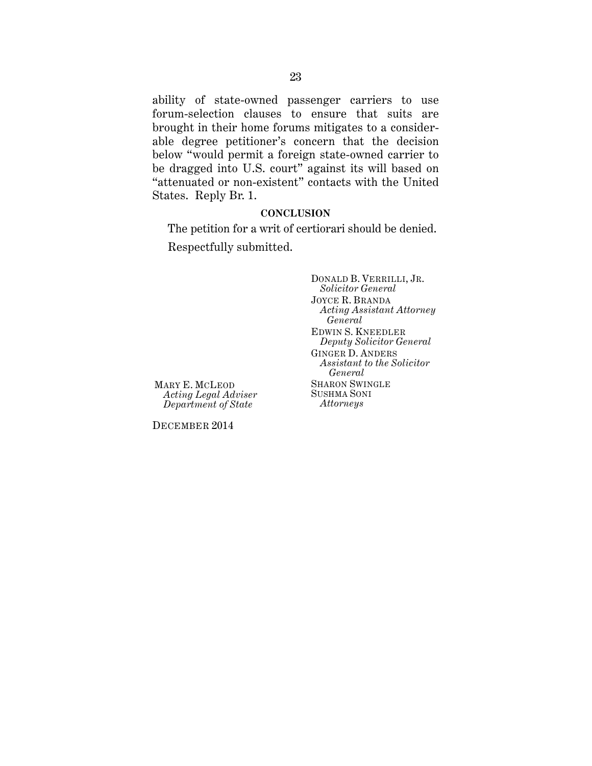ability of state-owned passenger carriers to use forum-selection clauses to ensure that suits are brought in their home forums mitigates to a considerable degree petitioner's concern that the decision below "would permit a foreign state-owned carrier to be dragged into U.S. court" against its will based on "attenuated or non-existent" contacts with the United States. Reply Br. 1.

**CONCLUSION**

The petition for a writ of certiorari should be denied.

Respectfully submitted.

DONALD B. VERRILLI, JR.
*Solicitor General*
JOYCE R. BRANDA
*Acting Assistant Attorney General*
EDWIN S. KNEEDLER
*Deputy Solicitor General*
GINGER D. ANDERS
*Assistant to the Solicitor General*
SHARON SWINGLE
SUSHMA SONI
*Attorneys*

MARY E. MCLEOD
*Acting Legal Adviser*
*Department of State*

DECEMBER 2014